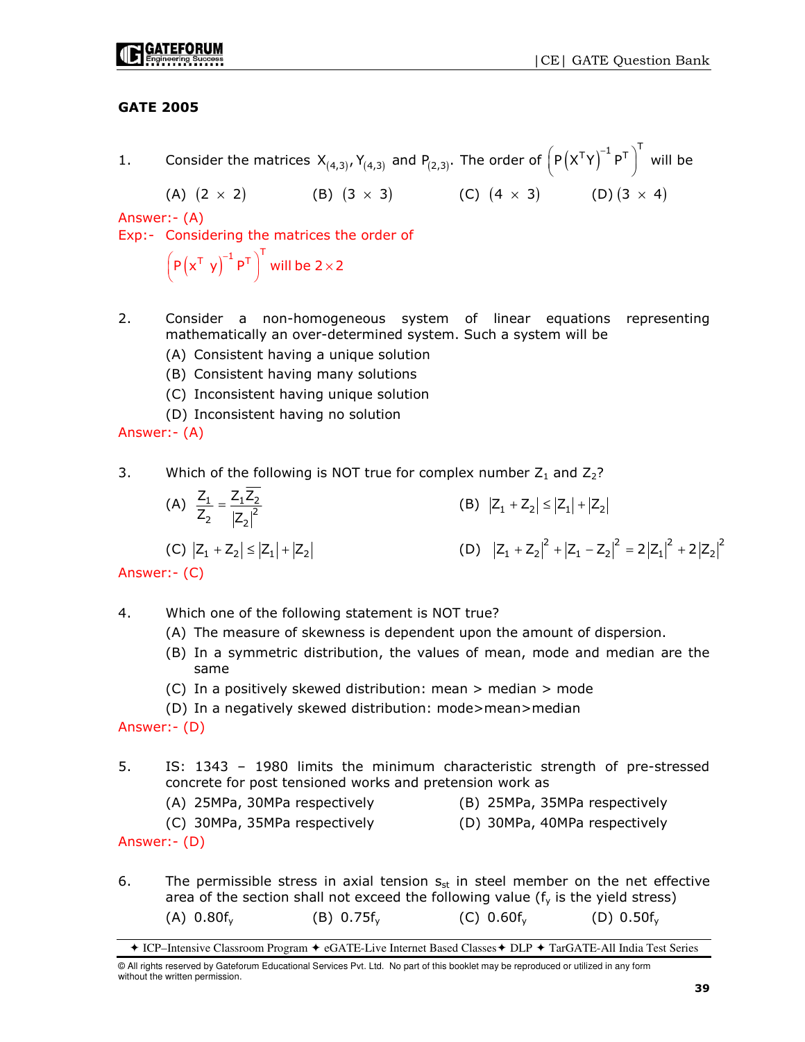## GATE 2005

1. Consider the matrices $X_{(4,3)}$, $Y_{(4,3)}$ and $P_{(2,3)}$. The order of $\left(P\left(X^TY\right)^{-1}P^T\right)^T$ will be

   (A) $(2 \times 2)$ (B) $(3 \times 3)$ (C) $(4 \times 3)$ (D) $(3 \times 4)$

Answer:- (A)

Exp:- Considering the matrices the order of

$\left(P\left(x^T\ y\right)^{-1}P^T\right)^T$ will be $2 \times 2$

2. Consider a non-homogeneous system of linear equations representing mathematically an over-determined system. Such a system will be

   (A) Consistent having a unique solution

   (B) Consistent having many solutions

   (C) Inconsistent having unique solution

   (D) Inconsistent having no solution

Answer:- (A)

3. Which of the following is NOT true for complex number $Z_1$ and $Z_2$?

   (A) $\dfrac{Z_1}{Z_2} = \dfrac{Z_1\overline{Z_2}}{|Z_2|^2}$ (B) $|Z_1 + Z_2| \le |Z_1| + |Z_2|$

   (C) $|Z_1 + Z_2| \le |Z_1| + |Z_2|$ (D) $|Z_1 + Z_2|^2 + |Z_1 - Z_2|^2 = 2|Z_1|^2 + 2|Z_2|^2$

Answer:- (C)

4. Which one of the following statement is NOT true?

   (A) The measure of skewness is dependent upon the amount of dispersion.

   (B) In a symmetric distribution, the values of mean, mode and median are the same

   (C) In a positively skewed distribution: mean > median > mode

   (D) In a negatively skewed distribution: mode>mean>median

Answer:- (D)

5. IS: 1343 – 1980 limits the minimum characteristic strength of pre-stressed concrete for post tensioned works and pretension work as

   (A) 25MPa, 30MPa respectively (B) 25MPa, 35MPa respectively

   (C) 30MPa, 35MPa respectively (D) 30MPa, 40MPa respectively

Answer:- (D)

6. The permissible stress in axial tension $s_{st}$ in steel member on the net effective area of the section shall not exceed the following value ($f_y$ is the yield stress)

   (A) $0.80f_y$ (B) $0.75f_y$ (C) $0.60f_y$ (D) $0.50f_y$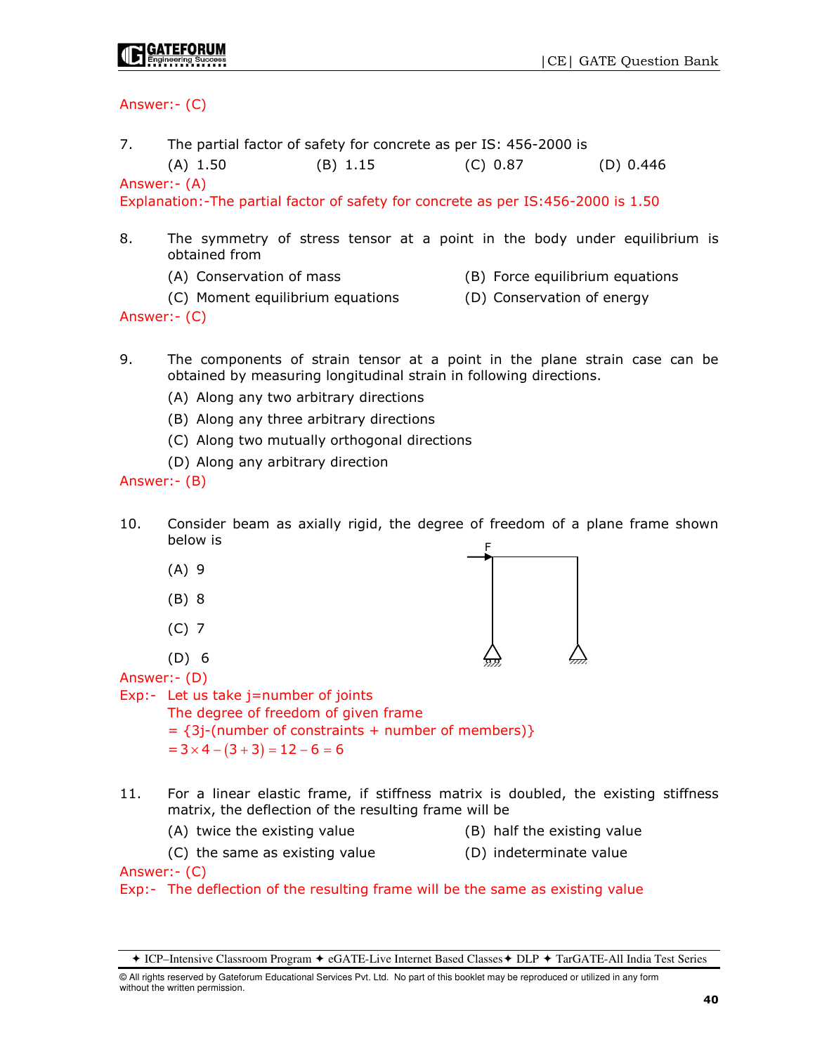Answer:- (C)

7. The partial factor of safety for concrete as per IS: 456-2000 is

(A) 1.50 (B) 1.15 (C) 0.87 (D) 0.446

Answer:- (A)

Explanation:-The partial factor of safety for concrete as per IS:456-2000 is 1.50

8. The symmetry of stress tensor at a point in the body under equilibrium is obtained from

(A) Conservation of mass (B) Force equilibrium equations

(C) Moment equilibrium equations (D) Conservation of energy

Answer:- (C)

9. The components of strain tensor at a point in the plane strain case can be obtained by measuring longitudinal strain in following directions.

(A) Along any two arbitrary directions

(B) Along any three arbitrary directions

(C) Along two mutually orthogonal directions

(D) Along any arbitrary direction

Answer:- (B)

10. Consider beam as axially rigid, the degree of freedom of a plane frame shown below is

F

(A) 9

(B) 8

(C) 7

(D) 6

Answer:- (D)

Exp:- Let us take j=number of joints

The degree of freedom of given frame

= {3j-(number of constraints + number of members)}

$= 3 \times 4 - (3 + 3) = 12 - 6 = 6$

11. For a linear elastic frame, if stiffness matrix is doubled, the existing stiffness matrix, the deflection of the resulting frame will be

(A) twice the existing value (B) half the existing value

(C) the same as existing value (D) indeterminate value

Answer:- (C)

Exp:- The deflection of the resulting frame will be the same as existing value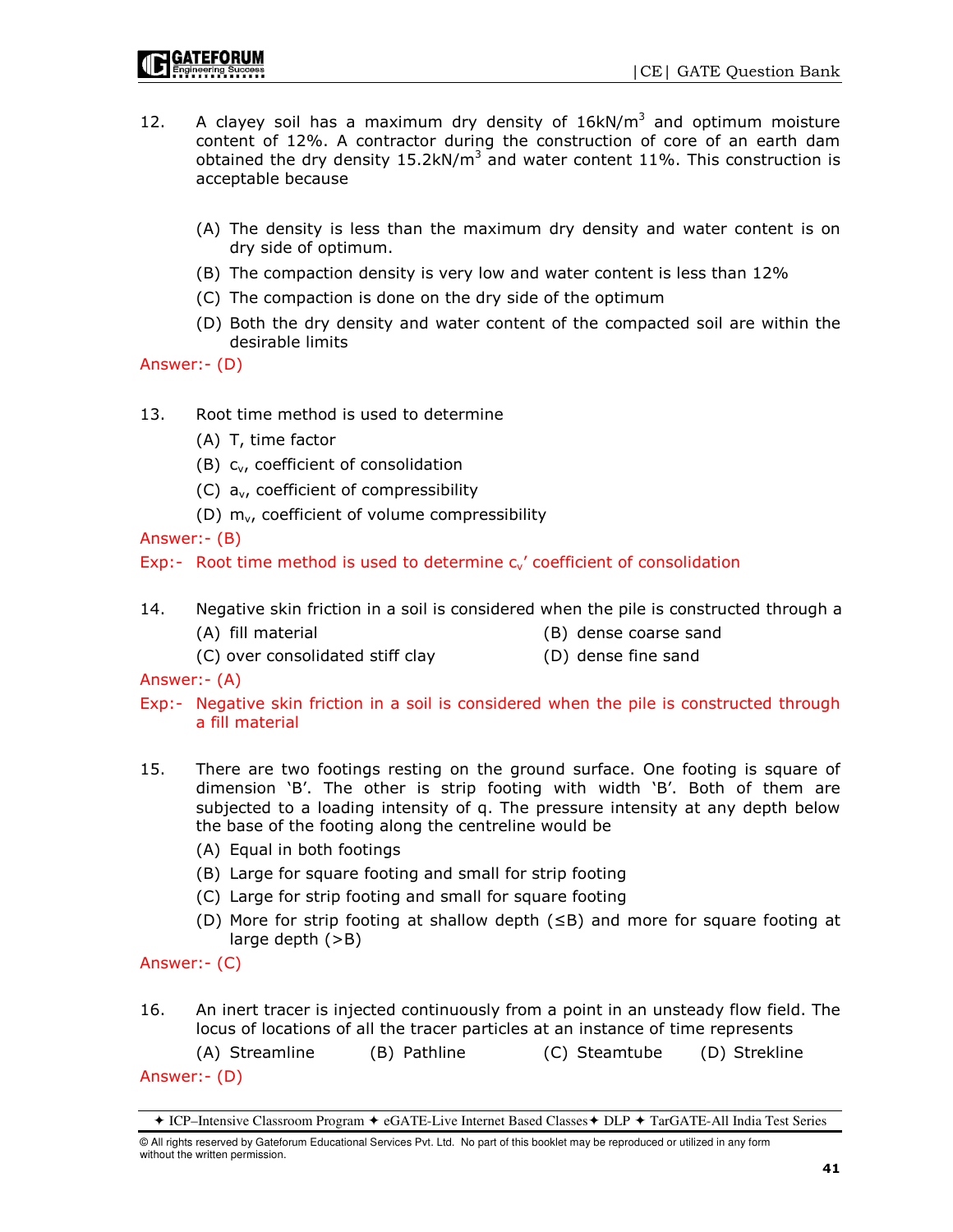12. A clayey soil has a maximum dry density of $16\text{kN/m}^3$ and optimum moisture content of 12%. A contractor during the construction of core of an earth dam obtained the dry density $15.2\text{kN/m}^3$ and water content 11%. This construction is acceptable because

    (A) The density is less than the maximum dry density and water content is on dry side of optimum.
    (B) The compaction density is very low and water content is less than 12%
    (C) The compaction is done on the dry side of the optimum
    (D) Both the dry density and water content of the compacted soil are within the desirable limits

Answer:- (D)

13. Root time method is used to determine

    (A) T, time factor
    (B) $c_v$, coefficient of consolidation
    (C) $a_v$, coefficient of compressibility
    (D) $m_v$, coefficient of volume compressibility

Answer:- (B)

Exp:- Root time method is used to determine $c_v$' coefficient of consolidation

14. Negative skin friction in a soil is considered when the pile is constructed through a

    (A) fill material
    (B) dense coarse sand
    (C) over consolidated stiff clay
    (D) dense fine sand

Answer:- (A)

Exp:- Negative skin friction in a soil is considered when the pile is constructed through a fill material

15. There are two footings resting on the ground surface. One footing is square of dimension 'B'. The other is strip footing with width 'B'. Both of them are subjected to a loading intensity of q. The pressure intensity at any depth below the base of the footing along the centreline would be

    (A) Equal in both footings
    (B) Large for square footing and small for strip footing
    (C) Large for strip footing and small for square footing
    (D) More for strip footing at shallow depth (≤B) and more for square footing at large depth (>B)

Answer:- (C)

16. An inert tracer is injected continuously from a point in an unsteady flow field. The locus of locations of all the tracer particles at an instance of time represents

    (A) Streamline (B) Pathline (C) Steamtube (D) Strekline

Answer:- (D)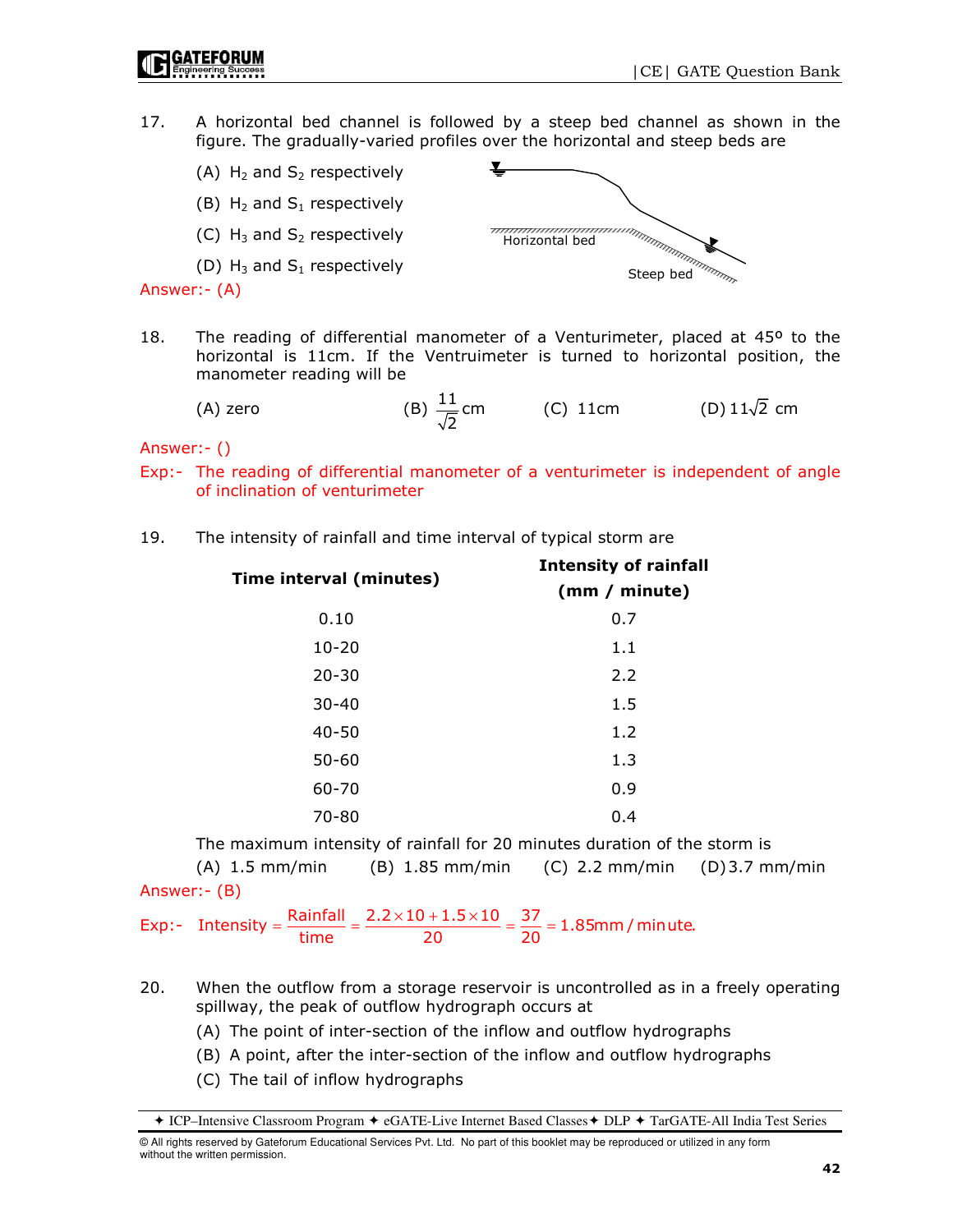17. A horizontal bed channel is followed by a steep bed channel as shown in the figure. The gradually-varied profiles over the horizontal and steep beds are

(A) $H_2$ and $S_2$ respectively

(B) $H_2$ and $S_1$ respectively

(C) $H_3$ and $S_2$ respectively

(D) $H_3$ and $S_1$ respectively

Horizontal bed

Steep bed

Answer:- (A)

18. The reading of differential manometer of a Venturimeter, placed at 45° to the horizontal is 11cm. If the Ventruimeter is turned to horizontal position, the manometer reading will be

(A) zero (B) $\frac{11}{\sqrt{2}}$ cm (C) 11cm (D) $11\sqrt{2}$ cm

Answer:- ()

Exp:- The reading of differential manometer of a venturimeter is independent of angle of inclination of venturimeter

19. The intensity of rainfall and time interval of typical storm are

| **Time interval (minutes)** | **Intensity of rainfall (mm / minute)** |
|---|---|
| 0.10 | 0.7 |
| 10-20 | 1.1 |
| 20-30 | 2.2 |
| 30-40 | 1.5 |
| 40-50 | 1.2 |
| 50-60 | 1.3 |
| 60-70 | 0.9 |
| 70-80 | 0.4 |

The maximum intensity of rainfall for 20 minutes duration of the storm is

(A) 1.5 mm/min (B) 1.85 mm/min (C) 2.2 mm/min (D) 3.7 mm/min

Answer:- (B)

Exp:- $\text{Intensity} = \frac{\text{Rainfall}}{\text{time}} = \frac{2.2\times10+1.5\times10}{20} = \frac{37}{20} = 1.85\text{mm / minute.}$

20. When the outflow from a storage reservoir is uncontrolled as in a freely operating spillway, the peak of outflow hydrograph occurs at

(A) The point of inter-section of the inflow and outflow hydrographs

(B) A point, after the inter-section of the inflow and outflow hydrographs

(C) The tail of inflow hydrographs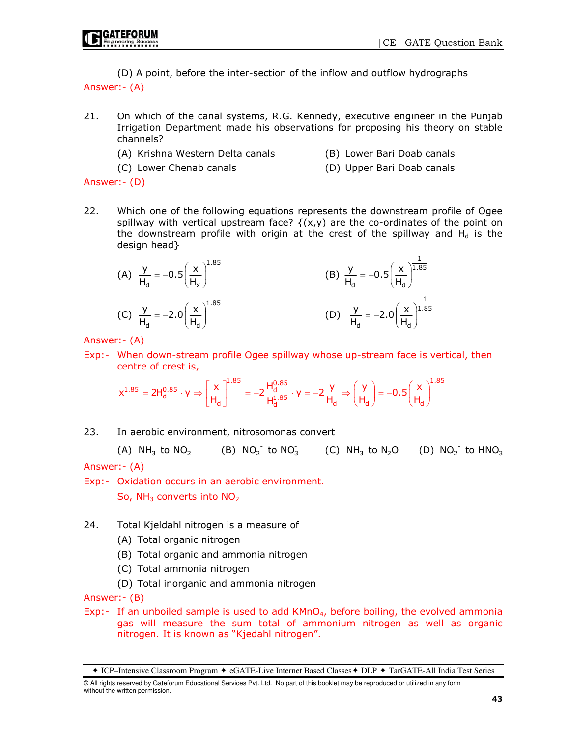(D) A point, before the inter-section of the inflow and outflow hydrographs

Answer:- (A)

21. On which of the canal systems, R.G. Kennedy, executive engineer in the Punjab Irrigation Department made his observations for proposing his theory on stable channels?

(A) Krishna Western Delta canals
(B) Lower Bari Doab canals
(C) Lower Chenab canals
(D) Upper Bari Doab canals

Answer:- (D)

22. Which one of the following equations represents the downstream profile of Ogee spillway with vertical upstream face? {(x,y) are the co-ordinates of the point on the downstream profile with origin at the crest of the spillway and $H_d$ is the design head}

(A) $\dfrac{y}{H_d} = -0.5\left(\dfrac{x}{H_x}\right)^{1.85}$

(B) $\dfrac{y}{H_d} = -0.5\left(\dfrac{x}{H_d}\right)^{\frac{1}{1.85}}$

(C) $\dfrac{y}{H_d} = -2.0\left(\dfrac{x}{H_d}\right)^{1.85}$

(D) $\dfrac{y}{H_d} = -2.0\left(\dfrac{x}{H_d}\right)^{\frac{1}{1.85}}$

Answer:- (A)

Exp:- When down-stream profile Ogee spillway whose up-stream face is vertical, then centre of crest is,

$$x^{1.85} = 2H_d^{0.85} \cdot y \Rightarrow \left[\frac{x}{H_d}\right]^{1.85} = -2\frac{H_d^{0.85}}{H_d^{1.85}} \cdot y = -2\frac{y}{H_d} \Rightarrow \left(\frac{y}{H_d}\right) = -0.5\left(\frac{x}{H_d}\right)^{1.85}$$

23. In aerobic environment, nitrosomonas convert

(A) $NH_3$ to $NO_2$
(B) $NO_2^-$ to $NO_3^-$
(C) $NH_3$ to $N_2O$
(D) $NO_2^-$ to $HNO_3$

Answer:- (A)

Exp:- Oxidation occurs in an aerobic environment.

So, $NH_3$ converts into $NO_2$

24. Total Kjeldahl nitrogen is a measure of

(A) Total organic nitrogen
(B) Total organic and ammonia nitrogen
(C) Total ammonia nitrogen
(D) Total inorganic and ammonia nitrogen

Answer:- (B)

Exp:- If an unboiled sample is used to add $KMnO_4$, before boiling, the evolved ammonia gas will measure the sum total of ammonium nitrogen as well as organic nitrogen. It is known as "Kjedahl nitrogen".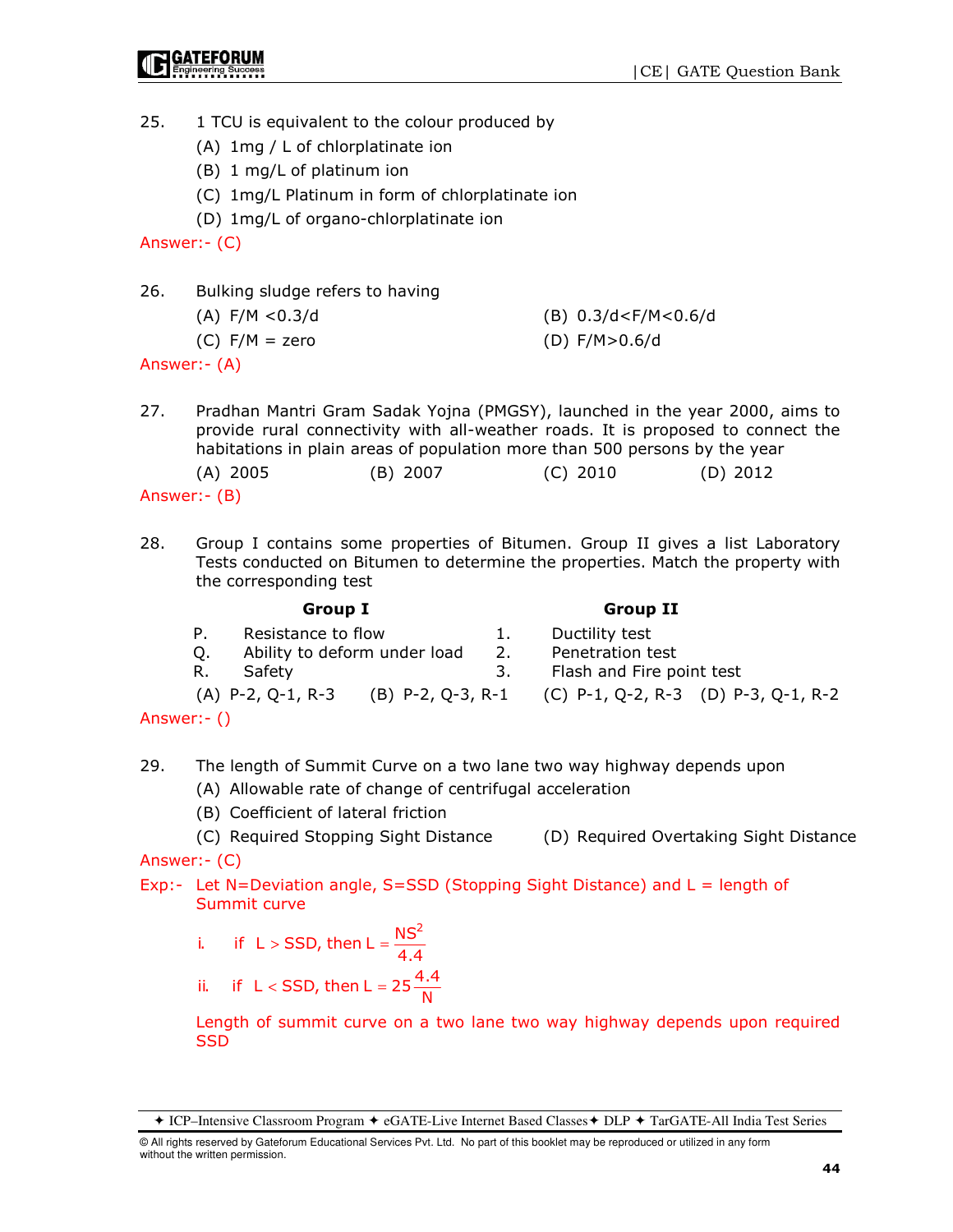25. 1 TCU is equivalent to the colour produced by

(A) 1mg / L of chlorplatinate ion

(B) 1 mg/L of platinum ion

(C) 1mg/L Platinum in form of chlorplatinate ion

(D) 1mg/L of organo-chlorplatinate ion

Answer:- (C)

26. Bulking sludge refers to having

(A) F/M <0.3/d

(B) 0.3/d<F/M<0.6/d

(C) F/M = zero

(D) F/M>0.6/d

Answer:- (A)

27. Pradhan Mantri Gram Sadak Yojna (PMGSY), launched in the year 2000, aims to provide rural connectivity with all-weather roads. It is proposed to connect the habitations in plain areas of population more than 500 persons by the year

(A) 2005 (B) 2007 (C) 2010 (D) 2012

Answer:- (B)

28. Group I contains some properties of Bitumen. Group II gives a list Laboratory Tests conducted on Bitumen to determine the properties. Match the property with the corresponding test

| | **Group I** | | **Group II** |
|---|---|---|---|
| P. | Resistance to flow | 1. | Ductility test |
| Q. | Ability to deform under load | 2. | Penetration test |
| R. | Safety | 3. | Flash and Fire point test |

(A) P-2, Q-1, R-3 (B) P-2, Q-3, R-1 (C) P-1, Q-2, R-3 (D) P-3, Q-1, R-2

Answer:- ()

29. The length of Summit Curve on a two lane two way highway depends upon

(A) Allowable rate of change of centrifugal acceleration

(B) Coefficient of lateral friction

(C) Required Stopping Sight Distance

(D) Required Overtaking Sight Distance

Answer:- (C)

Exp:- Let N=Deviation angle, S=SSD (Stopping Sight Distance) and L = length of Summit curve

i. if $L > SSD$, then $L = \frac{NS^2}{4.4}$

ii. if $L < SSD$, then $L = 25\frac{4.4}{N}$

Length of summit curve on a two lane two way highway depends upon required SSD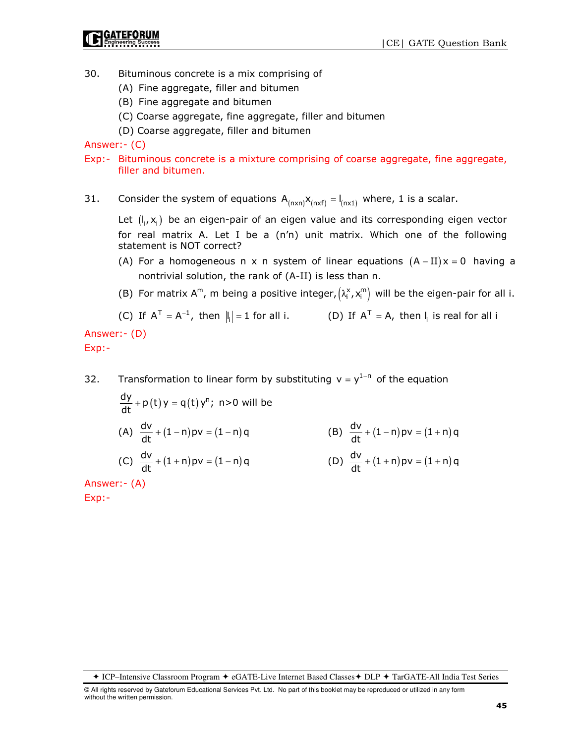30. Bituminous concrete is a mix comprising of

    (A) Fine aggregate, filler and bitumen

    (B) Fine aggregate and bitumen

    (C) Coarse aggregate, fine aggregate, filler and bitumen

    (D) Coarse aggregate, filler and bitumen

Answer:- (C)

Exp:- Bituminous concrete is a mixture comprising of coarse aggregate, fine aggregate, filler and bitumen.

31. Consider the system of equations $A_{(nxn)}x_{(nxf)} = l_{(nx1)}$ where, 1 is a scalar.

    Let $(l_i, x_i)$ be an eigen-pair of an eigen value and its corresponding eigen vector for real matrix A. Let I be a (n'n) unit matrix. Which one of the following statement is NOT correct?

    (A) For a homogeneous n x n system of linear equations $(A - II)x = 0$ having a nontrivial solution, the rank of (A-II) is less than n.

    (B) For matrix $A^m$, m being a positive integer, $(\lambda_i^x, x_i^m)$ will be the eigen-pair for all i.

    (C) If $A^T = A^{-1}$, then $|l_i| = 1$ for all i.

    (D) If $A^T = A$, then $l_i$ is real for all i

Answer:- (D)

Exp:-

32. Transformation to linear form by substituting $v = y^{1-n}$ of the equation

    $\frac{dy}{dt} + p(t)y = q(t)y^n$; n>0 will be

    (A) $\frac{dv}{dt} + (1-n)pv = (1-n)q$

    (B) $\frac{dv}{dt} + (1-n)pv = (1+n)q$

    (C) $\frac{dv}{dt} + (1+n)pv = (1-n)q$

    (D) $\frac{dv}{dt} + (1+n)pv = (1+n)q$

Answer:- (A)

Exp:-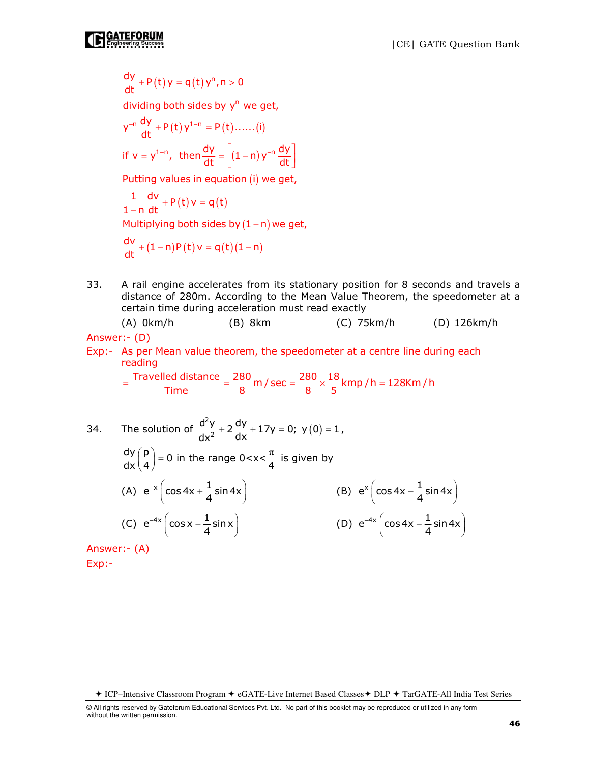$$\frac{dy}{dt}+P(t)y=q(t)y^n, n>0$$

dividing both sides by $y^n$ we get,

$$y^{-n}\frac{dy}{dt}+P(t)y^{1-n}=P(t)......(i)$$

if $v=y^{1-n}$, then $\frac{dy}{dt}=\left[(1-n)y^{-n}\frac{dy}{dt}\right]$

Putting values in equation (i) we get,

$$\frac{1}{1-n}\frac{dv}{dt}+P(t)v=q(t)$$

Multiplying both sides by $(1-n)$ we get,

$$\frac{dv}{dt}+(1-n)P(t)v=q(t)(1-n)$$

33. A rail engine accelerates from its stationary position for 8 seconds and travels a distance of 280m. According to the Mean Value Theorem, the speedometer at a certain time during acceleration must read exactly

(A) 0km/h (B) 8km (C) 75km/h (D) 126km/h

Answer:- (D)

Exp:- As per Mean value theorem, the speedometer at a centre line during each reading

$$=\frac{\text{Travelled distance}}{\text{Time}}=\frac{280}{8}\text{m / sec}=\frac{280}{8}\times\frac{18}{5}\text{kmp / h}=128\text{Km / h}$$

34. The solution of $\frac{d^2y}{dx^2}+2\frac{dy}{dx}+17y=0;\ y(0)=1$,

$\frac{dy}{dx}\left(\frac{p}{4}\right)=0$ in the range $0<x<\frac{\pi}{4}$ is given by

(A) $e^{-x}\left(\cos 4x+\frac{1}{4}\sin 4x\right)$ (B) $e^{x}\left(\cos 4x-\frac{1}{4}\sin 4x\right)$

(C) $e^{-4x}\left(\cos x-\frac{1}{4}\sin x\right)$ (D) $e^{-4x}\left(\cos 4x-\frac{1}{4}\sin 4x\right)$

Answer:- (A)

Exp:-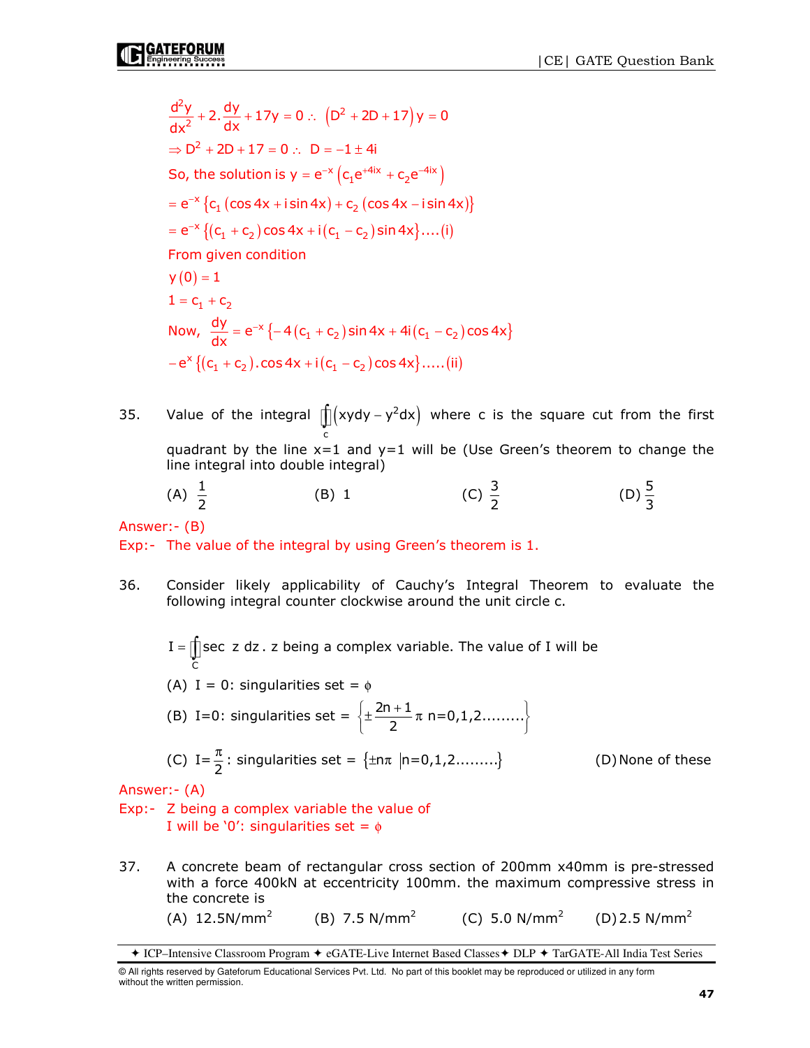$$\frac{d^2y}{dx^2} + 2.\frac{dy}{dx} + 17y = 0 \therefore \left(D^2 + 2D + 17\right)y = 0$$

$$\Rightarrow D^2 + 2D + 17 = 0 \therefore D = -1 \pm 4i$$

So, the solution is $y = e^{-x}\left(c_1 e^{+4ix} + c_2 e^{-4ix}\right)$

$$= e^{-x}\left\{c_1\left(\cos 4x + i\sin 4x\right) + c_2\left(\cos 4x - i\sin 4x\right)\right\}$$

$$= e^{-x}\left\{\left(c_1 + c_2\right)\cos 4x + i\left(c_1 - c_2\right)\sin 4x\right\}....(i)$$

From given condition

$y(0) = 1$

$1 = c_1 + c_2$

Now, $\frac{dy}{dx} = e^{-x}\left\{-4\left(c_1 + c_2\right)\sin 4x + 4i\left(c_1 - c_2\right)\cos 4x\right\}$

$-e^{x}\left\{\left(c_1 + c_2\right).\cos 4x + i\left(c_1 - c_2\right)\cos 4x\right\}.....(ii)$

35. Value of the integral $\oint_c \left(xydy - y^2dx\right)$ where c is the square cut from the first quadrant by the line x=1 and y=1 will be (Use Green's theorem to change the line integral into double integral)

(A) $\frac{1}{2}$ (B) 1 (C) $\frac{3}{2}$ (D) $\frac{5}{3}$

Answer:- (B)

Exp:- The value of the integral by using Green's theorem is 1.

36. Consider likely applicability of Cauchy's Integral Theorem to evaluate the following integral counter clockwise around the unit circle c.

$I = \oint_C \sec z\, dz$. z being a complex variable. The value of I will be

(A) I = 0: singularities set = $\phi$

(B) I=0: singularities set = $\left\{\pm\frac{2n+1}{2}\pi \ n=0,1,2.........\right\}$

(C) I=$\frac{\pi}{2}$: singularities set = $\left\{\pm n\pi \ |n=0,1,2.........\right\}$

(D) None of these

Answer:- (A)

Exp:- Z being a complex variable the value of I will be '0': singularities set = $\phi$

37. A concrete beam of rectangular cross section of 200mm x40mm is pre-stressed with a force 400kN at eccentricity 100mm. the maximum compressive stress in the concrete is

(A) 12.5N/mm$^2$ (B) 7.5 N/mm$^2$ (C) 5.0 N/mm$^2$ (D) 2.5 N/mm$^2$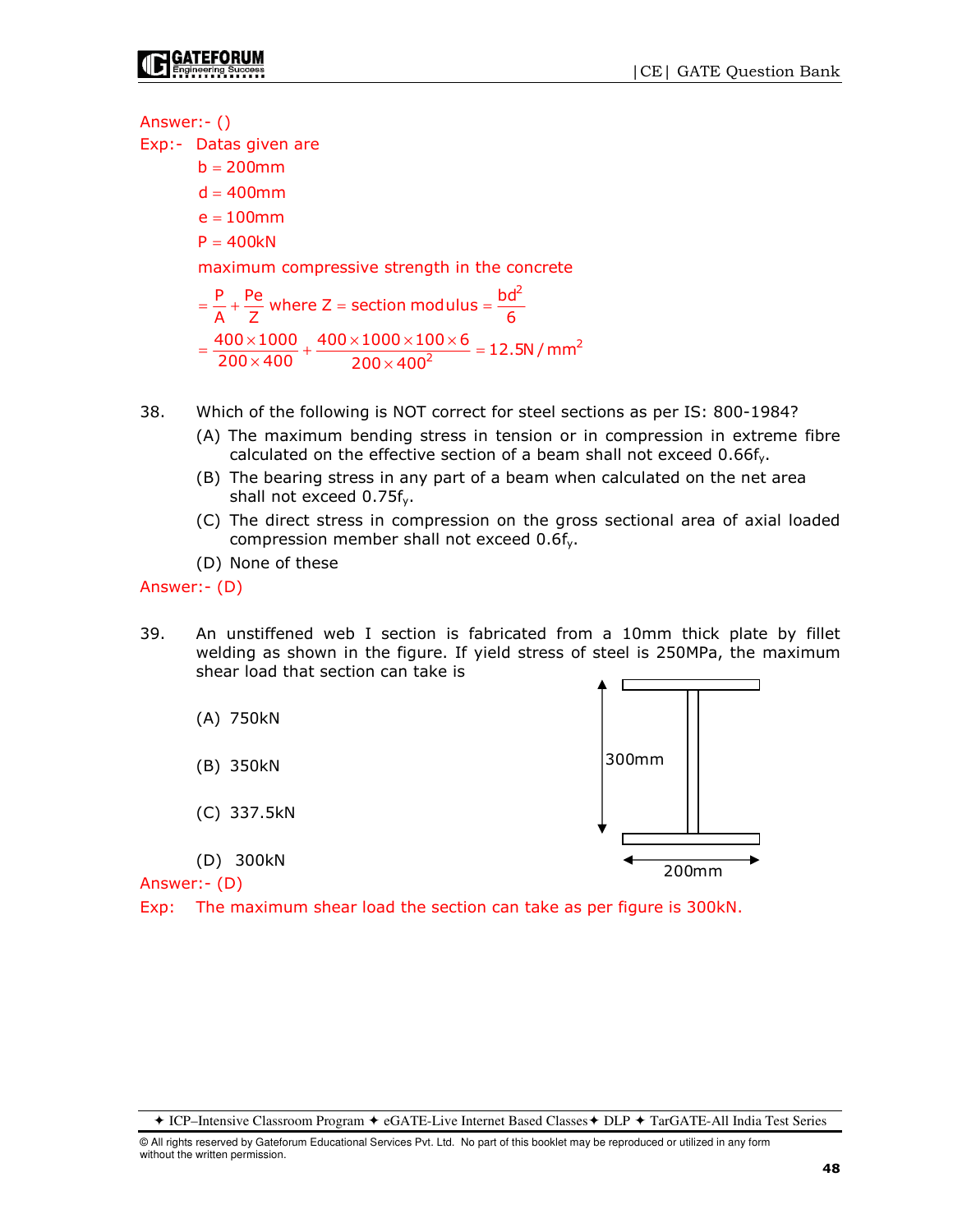Answer:- ()

Exp:- Datas given are

$b = 200mm$

$d = 400mm$

$e = 100mm$

$P = 400kN$

maximum compressive strength in the concrete

$$= \frac{P}{A} + \frac{Pe}{Z} \text{ where } Z = \text{section modulus} = \frac{bd^2}{6}$$

$$= \frac{400 \times 1000}{200 \times 400} + \frac{400 \times 1000 \times 100 \times 6}{200 \times 400^2} = 12.5N/mm^2$$

38. Which of the following is NOT correct for steel sections as per IS: 800-1984?

(A) The maximum bending stress in tension or in compression in extreme fibre calculated on the effective section of a beam shall not exceed $0.66f_y$.

(B) The bearing stress in any part of a beam when calculated on the net area shall not exceed $0.75f_y$.

(C) The direct stress in compression on the gross sectional area of axial loaded compression member shall not exceed $0.6f_y$.

(D) None of these

Answer:- (D)

39. An unstiffened web I section is fabricated from a 10mm thick plate by fillet welding as shown in the figure. If yield stress of steel is 250MPa, the maximum shear load that section can take is

(A) 750kN

(B) 350kN

(C) 337.5kN

(D) 300kN

300mm

200mm

Answer:- (D)

Exp: The maximum shear load the section can take as per figure is 300kN.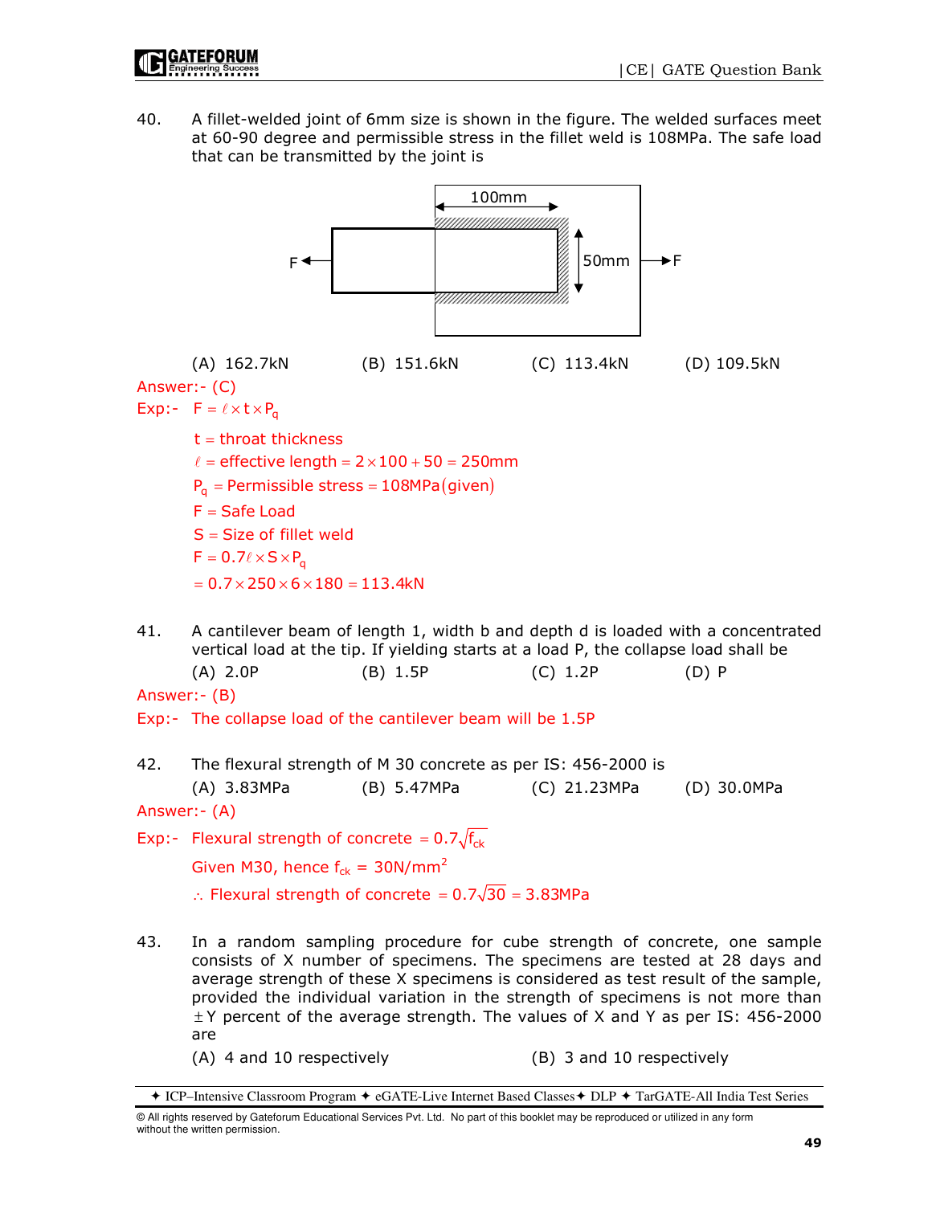40. A fillet-welded joint of 6mm size is shown in the figure. The welded surfaces meet at 60-90 degree and permissible stress in the fillet weld is 108MPa. The safe load that can be transmitted by the joint is

F ← [figure: plate 100mm overlap, 50mm width] → F

(A) 162.7kN (B) 151.6kN (C) 113.4kN (D) 109.5kN

Answer:- (C)

Exp:- $F = \ell \times t \times P_q$

$t$ = throat thickness

$\ell$ = effective length $= 2\times100+50 = 250$mm

$P_q$ = Permissible stress = 108MPa(given)

$F$ = Safe Load

$S$ = Size of fillet weld

$F = 0.7\ell \times S \times P_q$

$= 0.7\times250\times6\times180 = 113.4$kN

41. A cantilever beam of length 1, width b and depth d is loaded with a concentrated vertical load at the tip. If yielding starts at a load P, the collapse load shall be

(A) 2.0P (B) 1.5P (C) 1.2P (D) P

Answer:- (B)

Exp:- The collapse load of the cantilever beam will be 1.5P

42. The flexural strength of M 30 concrete as per IS: 456-2000 is

(A) 3.83MPa (B) 5.47MPa (C) 21.23MPa (D) 30.0MPa

Answer:- (A)

Exp:- Flexural strength of concrete $= 0.7\sqrt{f_{ck}}$

Given M30, hence $f_{ck}$ = 30N/mm$^2$

$\therefore$ Flexural strength of concrete $= 0.7\sqrt{30} = 3.83$MPa

43. In a random sampling procedure for cube strength of concrete, one sample consists of X number of specimens. The specimens are tested at 28 days and average strength of these X specimens is considered as test result of the sample, provided the individual variation in the strength of specimens is not more than $\pm$Y percent of the average strength. The values of X and Y as per IS: 456-2000 are

(A) 4 and 10 respectively (B) 3 and 10 respectively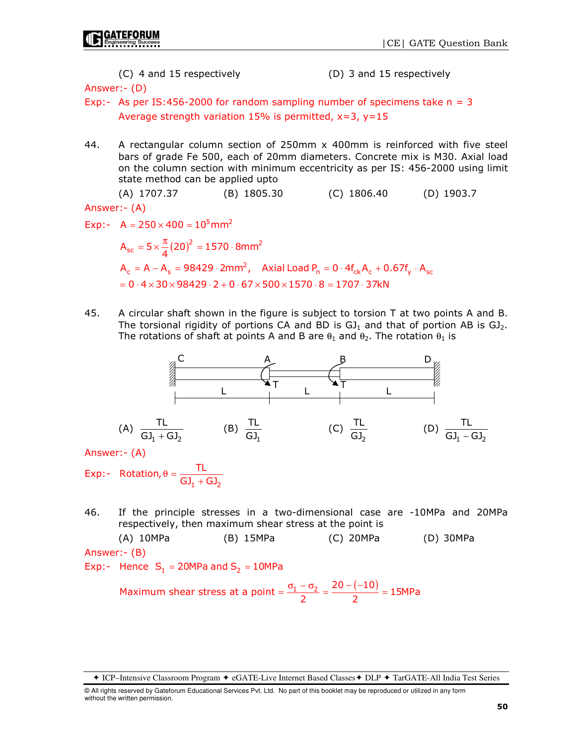(C) 4 and 15 respectively (D) 3 and 15 respectively

Answer:- (D)

Exp:- As per IS:456-2000 for random sampling number of specimens take n = 3
Average strength variation 15% is permitted, x=3, y=15

44. A rectangular column section of 250mm x 400mm is reinforced with five steel bars of grade Fe 500, each of 20mm diameters. Concrete mix is M30. Axial load on the column section with minimum eccentricity as per IS: 456-2000 using limit state method can be applied upto

(A) 1707.37 (B) 1805.30 (C) 1806.40 (D) 1903.7

Answer:- (A)

Exp:- $A = 250 \times 400 = 10^5 mm^2$

$A_{sc} = 5 \times \frac{\pi}{4}(20)^2 = 1570 \cdot 8mm^2$

$A_c = A - A_s = 98429 \cdot 2mm^2$, Axial Load $P_n = 0 \cdot 4f_{ck}A_c + 0.67f_y \cdot A_{sc}$

$= 0 \cdot 4 \times 30 \times 98429 \cdot 2 + 0 \cdot 67 \times 500 \times 1570 \cdot 8 = 1707 \cdot 37kN$

45. A circular shaft shown in the figure is subject to torsion T at two points A and B. The torsional rigidity of portions CA and BD is $GJ_1$ and that of portion AB is $GJ_2$. The rotations of shaft at points A and B are $\theta_1$ and $\theta_2$. The rotation $\theta_1$ is

(A) $\frac{TL}{GJ_1 + GJ_2}$ (B) $\frac{TL}{GJ_1}$ (C) $\frac{TL}{GJ_2}$ (D) $\frac{TL}{GJ_1 - GJ_2}$

Answer:- (A)

Exp:- Rotation, $\theta = \frac{TL}{GJ_1 + GJ_2}$

46. If the principle stresses in a two-dimensional case are -10MPa and 20MPa respectively, then maximum shear stress at the point is

(A) 10MPa (B) 15MPa (C) 20MPa (D) 30MPa

Answer:- (B)

Exp:- Hence $S_1 = 20MPa$ and $S_2 = 10MPa$

Maximum shear stress at a point $= \frac{\sigma_1 - \sigma_2}{2} = \frac{20 - (-10)}{2} = 15MPa$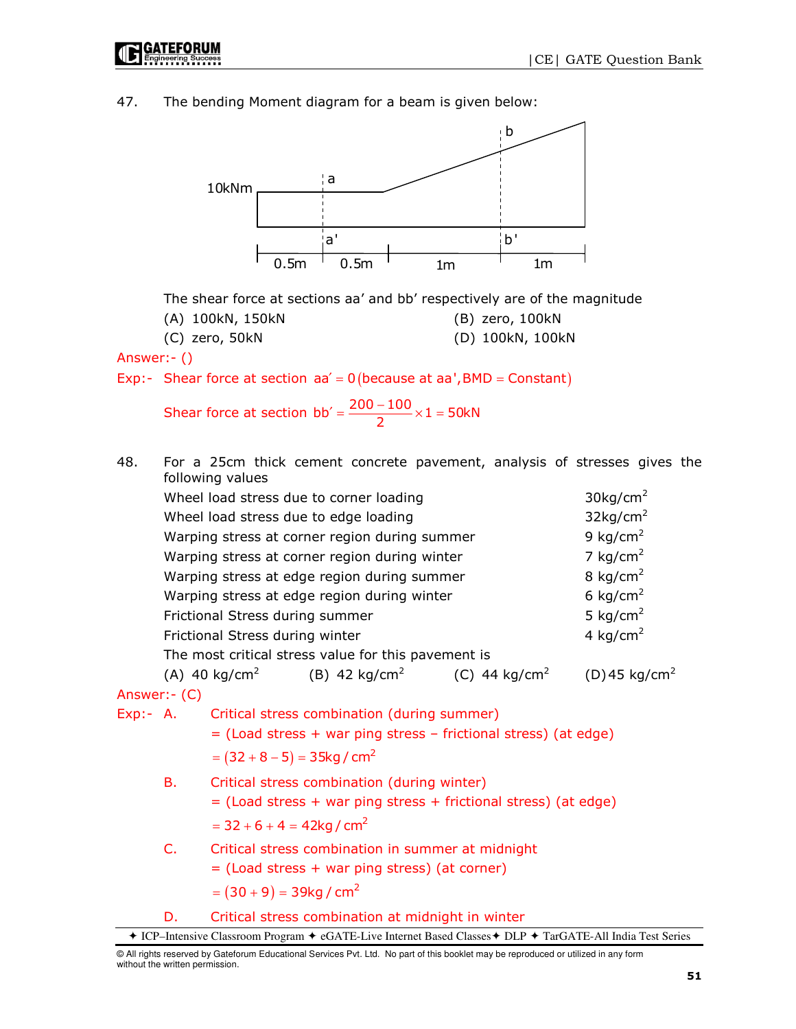47. The bending Moment diagram for a beam is given below:

10kNm

0.5m | 0.5m | 1m | 1m

The shear force at sections aa' and bb' respectively are of the magnitude

(A) 100kN, 150kN  (B) zero, 100kN

(C) zero, 50kN  (D) 100kN, 100kN

Answer:- ()

Exp:- Shear force at section $aa' = 0$ (because at aa', BMD = Constant)

Shear force at section $bb' = \frac{200-100}{2} \times 1 = 50\text{kN}$

48. For a 25cm thick cement concrete pavement, analysis of stresses gives the following values

| | |
|---|---|
| Wheel load stress due to corner loading | 30kg/cm$^2$ |
| Wheel load stress due to edge loading | 32kg/cm$^2$ |
| Warping stress at corner region during summer | 9 kg/cm$^2$ |
| Warping stress at corner region during winter | 7 kg/cm$^2$ |
| Warping stress at edge region during summer | 8 kg/cm$^2$ |
| Warping stress at edge region during winter | 6 kg/cm$^2$ |
| Frictional Stress during summer | 5 kg/cm$^2$ |
| Frictional Stress during winter | 4 kg/cm$^2$ |

The most critical stress value for this pavement is

(A) 40 kg/cm$^2$  (B) 42 kg/cm$^2$  (C) 44 kg/cm$^2$  (D) 45 kg/cm$^2$

Answer:- (C)

Exp:- A. Critical stress combination (during summer)

= (Load stress + war ping stress – frictional stress) (at edge)

$= (32 + 8 - 5) = 35\text{kg/cm}^2$

B. Critical stress combination (during winter)

= (Load stress + war ping stress + frictional stress) (at edge)

$= 32 + 6 + 4 = 42\text{kg/cm}^2$

C. Critical stress combination in summer at midnight

= (Load stress + war ping stress) (at corner)

$= (30 + 9) = 39\text{kg/cm}^2$

D. Critical stress combination at midnight in winter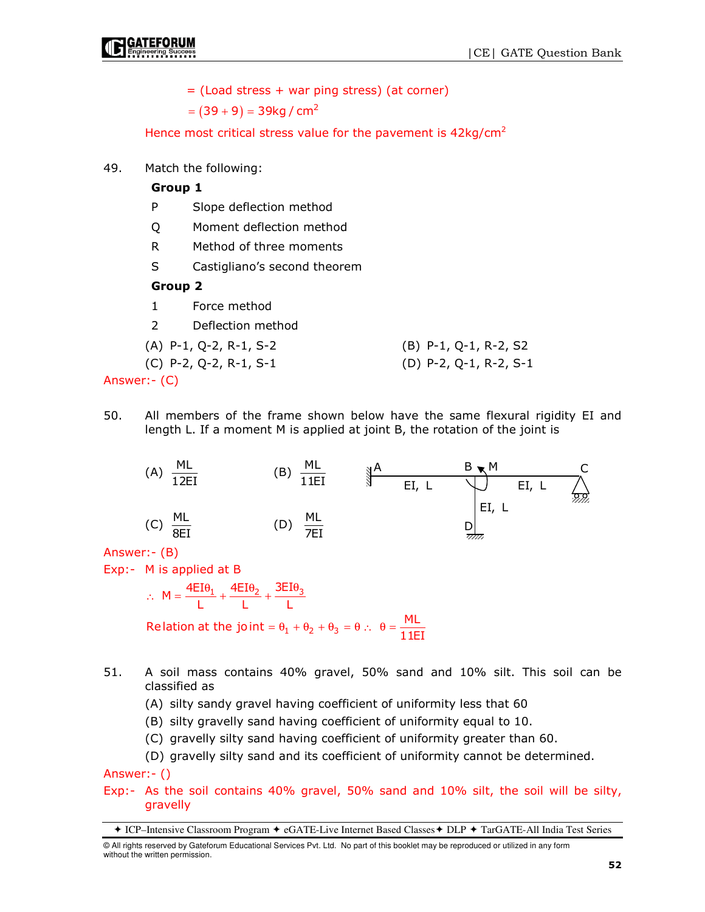= (Load stress + war ping stress) (at corner)

$= (39 + 9) = 39 kg/cm^2$

Hence most critical stress value for the pavement is $42 kg/cm^2$

49. Match the following:

**Group 1**

P Slope deflection method

Q Moment deflection method

R Method of three moments

S Castigliano's second theorem

**Group 2**

1 Force method

2 Deflection method

(A) P-1, Q-2, R-1, S-2 (B) P-1, Q-1, R-2, S2

(C) P-2, Q-2, R-1, S-1 (D) P-2, Q-1, R-2, S-1

Answer:- (C)

50. All members of the frame shown below have the same flexural rigidity EI and length L. If a moment M is applied at joint B, the rotation of the joint is

(A) $\frac{ML}{12EI}$ (B) $\frac{ML}{11EI}$

(C) $\frac{ML}{8EI}$ (D) $\frac{ML}{7EI}$

Answer:- (B)

Exp:- M is applied at B

$$\therefore\ M = \frac{4EI\theta_1}{L} + \frac{4EI\theta_2}{L} + \frac{3EI\theta_3}{L}$$

Relation at the joint $= \theta_1 + \theta_2 + \theta_3 = \theta \ \therefore\ \theta = \frac{ML}{11EI}$

51. A soil mass contains 40% gravel, 50% sand and 10% silt. This soil can be classified as

(A) silty sandy gravel having coefficient of uniformity less that 60

(B) silty gravelly sand having coefficient of uniformity equal to 10.

(C) gravelly silty sand having coefficient of uniformity greater than 60.

(D) gravelly silty sand and its coefficient of uniformity cannot be determined.

Answer:- ()

Exp:- As the soil contains 40% gravel, 50% sand and 10% silt, the soil will be silty, gravelly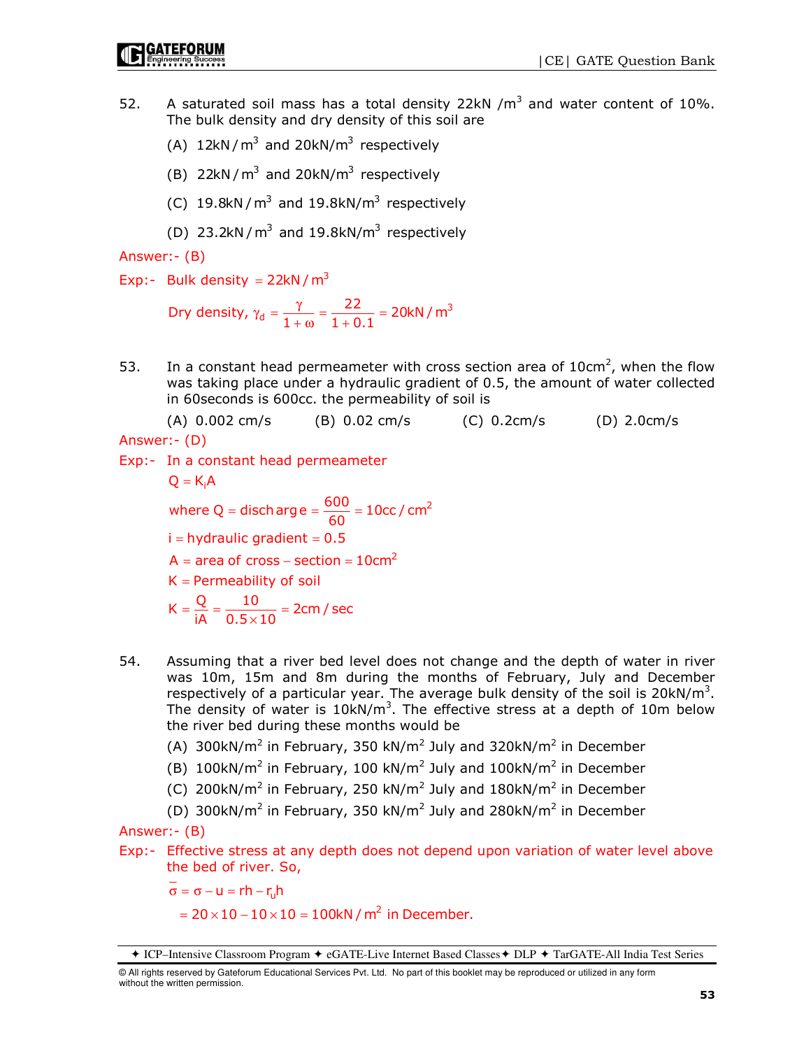52. A saturated soil mass has a total density $22kN/m^3$ and water content of 10%. The bulk density and dry density of this soil are

 (A) $12kN/m^3$ and $20kN/m^3$ respectively

 (B) $22kN/m^3$ and $20kN/m^3$ respectively

 (C) $19.8kN/m^3$ and $19.8kN/m^3$ respectively

 (D) $23.2kN/m^3$ and $19.8kN/m^3$ respectively

Answer:- (B)

Exp:- Bulk density $= 22kN/m^3$

$$\text{Dry density, } \gamma_d = \frac{\gamma}{1+\omega} = \frac{22}{1+0.1} = 20kN/m^3$$

53. In a constant head permeameter with cross section area of $10cm^2$, when the flow was taking place under a hydraulic gradient of 0.5, the amount of water collected in 60seconds is 600cc. the permeability of soil is

 (A) 0.002 cm/s  (B) 0.02 cm/s  (C) 0.2cm/s  (D) 2.0cm/s

Answer:- (D)

Exp:- In a constant head permeameter

$Q = K_iA$

where $Q = \text{discharge} = \frac{600}{60} = 10cc/cm^2$

$i$ = hydraulic gradient = 0.5

$A$ = area of cross – section = $10cm^2$

$K$ = Permeability of soil

$$K = \frac{Q}{iA} = \frac{10}{0.5 \times 10} = 2cm/sec$$

54. Assuming that a river bed level does not change and the depth of water in river was 10m, 15m and 8m during the months of February, July and December respectively of a particular year. The average bulk density of the soil is $20kN/m^3$. The density of water is $10kN/m^3$. The effective stress at a depth of 10m below the river bed during these months would be

 (A) $300kN/m^2$ in February, 350 $kN/m^2$ July and $320kN/m^2$ in December

 (B) $100kN/m^2$ in February, 100 $kN/m^2$ July and $100kN/m^2$ in December

 (C) $200kN/m^2$ in February, 250 $kN/m^2$ July and $180kN/m^2$ in December

 (D) $300kN/m^2$ in February, 350 $kN/m^2$ July and $280kN/m^2$ in December

Answer:- (B)

Exp:- Effective stress at any depth does not depend upon variation of water level above the bed of river. So,

$$\bar{\sigma} = \sigma - u = rh - r_u h$$

$$= 20 \times 10 - 10 \times 10 = 100kN/m^2 \text{ in December.}$$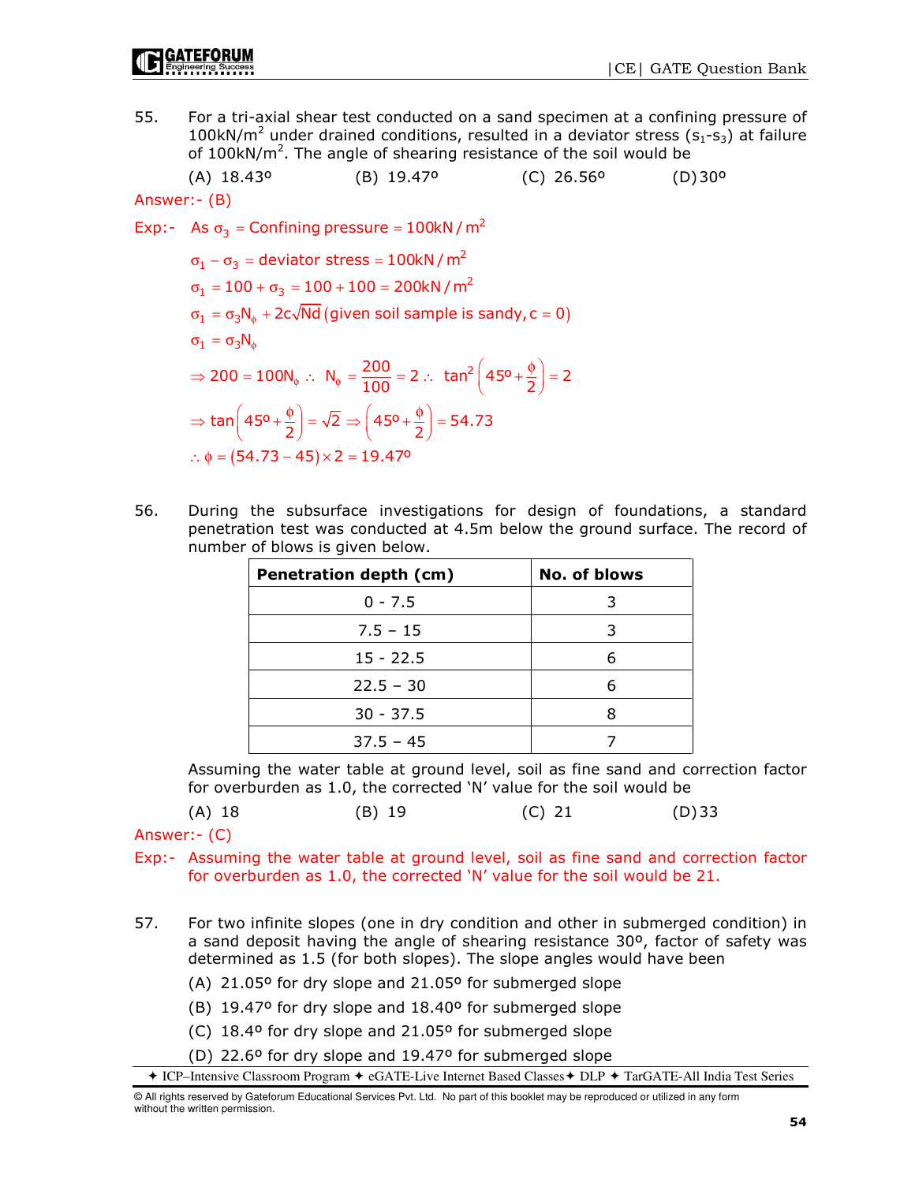55. For a tri-axial shear test conducted on a sand specimen at a confining pressure of $100kN/m^2$ under drained conditions, resulted in a deviator stress ($s_1$-$s_3$) at failure of $100kN/m^2$. The angle of shearing resistance of the soil would be

(A) 18.43º (B) 19.47º (C) 26.56º (D) 30º

Answer:- (B)

Exp:- As $\sigma_3$ = Confining pressure = $100kN/m^2$

$$\sigma_1 - \sigma_3 = \text{deviator stress} = 100kN/m^2$$

$$\sigma_1 = 100 + \sigma_3 = 100 + 100 = 200kN/m^2$$

$$\sigma_1 = \sigma_3 N_\phi + 2c\sqrt{Nd} \text{ (given soil sample is sandy, } c = 0\text{)}$$

$$\sigma_1 = \sigma_3 N_\phi$$

$$\Rightarrow 200 = 100N_\phi \therefore N_\phi = \frac{200}{100} = 2 \therefore \tan^2\left(45º + \frac{\phi}{2}\right) = 2$$

$$\Rightarrow \tan\left(45º + \frac{\phi}{2}\right) = \sqrt{2} \Rightarrow \left(45º + \frac{\phi}{2}\right) = 54.73$$

$$\therefore \phi = (54.73 - 45) \times 2 = 19.47º$$

56. During the subsurface investigations for design of foundations, a standard penetration test was conducted at 4.5m below the ground surface. The record of number of blows is given below.

| Penetration depth (cm) | No. of blows |
|---|---|
| 0 - 7.5 | 3 |
| 7.5 – 15 | 3 |
| 15 - 22.5 | 6 |
| 22.5 – 30 | 6 |
| 30 - 37.5 | 8 |
| 37.5 – 45 | 7 |

Assuming the water table at ground level, soil as fine sand and correction factor for overburden as 1.0, the corrected 'N' value for the soil would be

(A) 18 (B) 19 (C) 21 (D) 33

Answer:- (C)

Exp:- Assuming the water table at ground level, soil as fine sand and correction factor for overburden as 1.0, the corrected 'N' value for the soil would be 21.

57. For two infinite slopes (one in dry condition and other in submerged condition) in a sand deposit having the angle of shearing resistance 30º, factor of safety was determined as 1.5 (for both slopes). The slope angles would have been

(A) 21.05º for dry slope and 21.05º for submerged slope

(B) 19.47º for dry slope and 18.40º for submerged slope

(C) 18.4º for dry slope and 21.05º for submerged slope

(D) 22.6º for dry slope and 19.47º for submerged slope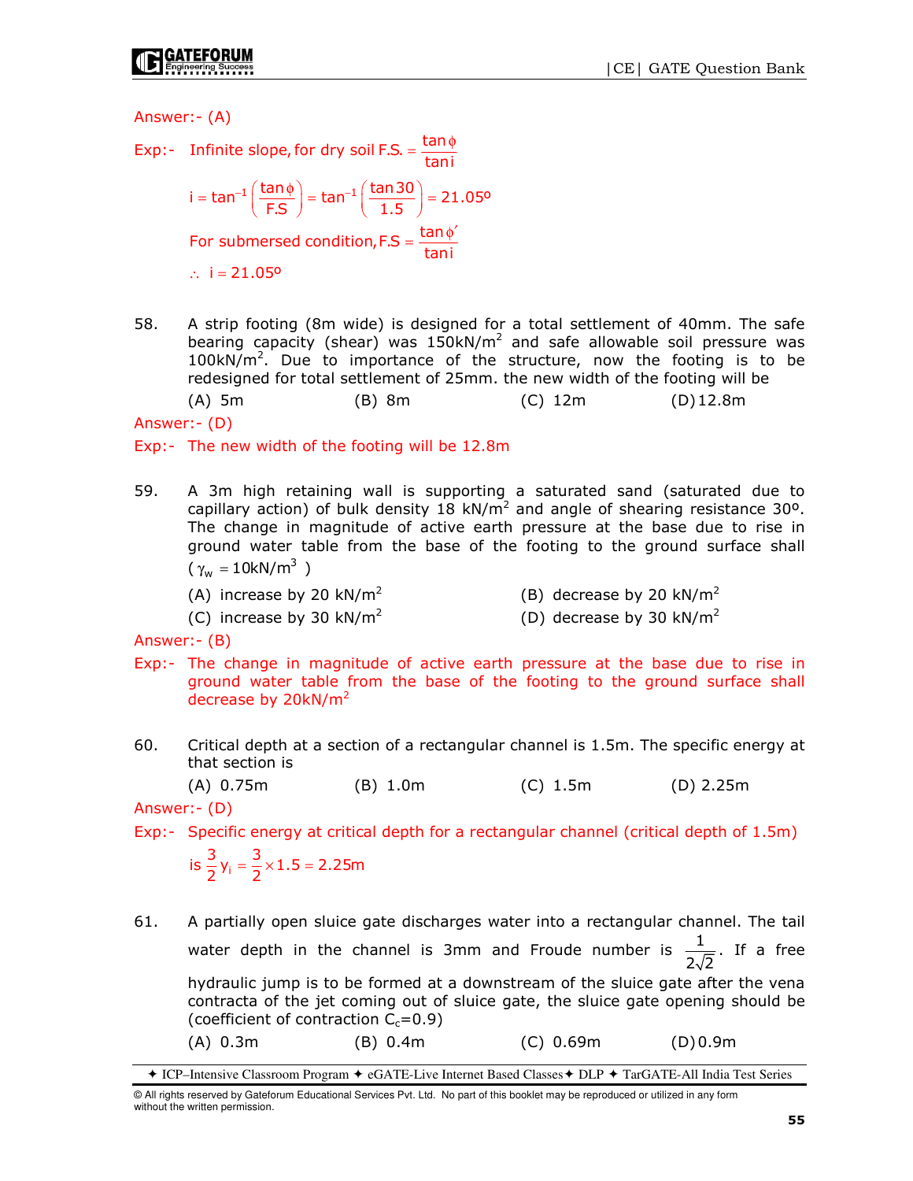Answer:- (A)

Exp:- Infinite slope, for dry soil F.S. $= \dfrac{\tan\phi}{\tan i}$

$$i = \tan^{-1}\left(\frac{\tan\phi}{F.S}\right) = \tan^{-1}\left(\frac{\tan 30}{1.5}\right) = 21.05^o$$

For submersed condition, F.S $= \dfrac{\tan\phi'}{\tan i}$

$\therefore\ i = 21.05^o$

58. A strip footing (8m wide) is designed for a total settlement of 40mm. The safe bearing capacity (shear) was $150\text{kN/m}^2$ and safe allowable soil pressure was $100\text{kN/m}^2$. Due to importance of the structure, now the footing is to be redesigned for total settlement of 25mm. the new width of the footing will be

(A) 5m (B) 8m (C) 12m (D) 12.8m

Answer:- (D)

Exp:- The new width of the footing will be 12.8m

59. A 3m high retaining wall is supporting a saturated sand (saturated due to capillary action) of bulk density $18\ \text{kN/m}^2$ and angle of shearing resistance $30^o$. The change in magnitude of active earth pressure at the base due to rise in ground water table from the base of the footing to the ground surface shall ($\gamma_w = 10\text{kN/m}^3$)

(A) increase by $20\ \text{kN/m}^2$
(B) decrease by $20\ \text{kN/m}^2$
(C) increase by $30\ \text{kN/m}^2$
(D) decrease by $30\ \text{kN/m}^2$

Answer:- (B)

Exp:- The change in magnitude of active earth pressure at the base due to rise in ground water table from the base of the footing to the ground surface shall decrease by $20\text{kN/m}^2$

60. Critical depth at a section of a rectangular channel is 1.5m. The specific energy at that section is

(A) 0.75m (B) 1.0m (C) 1.5m (D) 2.25m

Answer:- (D)

Exp:- Specific energy at critical depth for a rectangular channel (critical depth of 1.5m) is $\dfrac{3}{2}y_i = \dfrac{3}{2}\times 1.5 = 2.25\text{m}$

61. A partially open sluice gate discharges water into a rectangular channel. The tail water depth in the channel is 3mm and Froude number is $\dfrac{1}{2\sqrt{2}}$. If a free hydraulic jump is to be formed at a downstream of the sluice gate after the vena contracta of the jet coming out of sluice gate, the sluice gate opening should be (coefficient of contraction $C_c$=0.9)

(A) 0.3m (B) 0.4m (C) 0.69m (D) 0.9m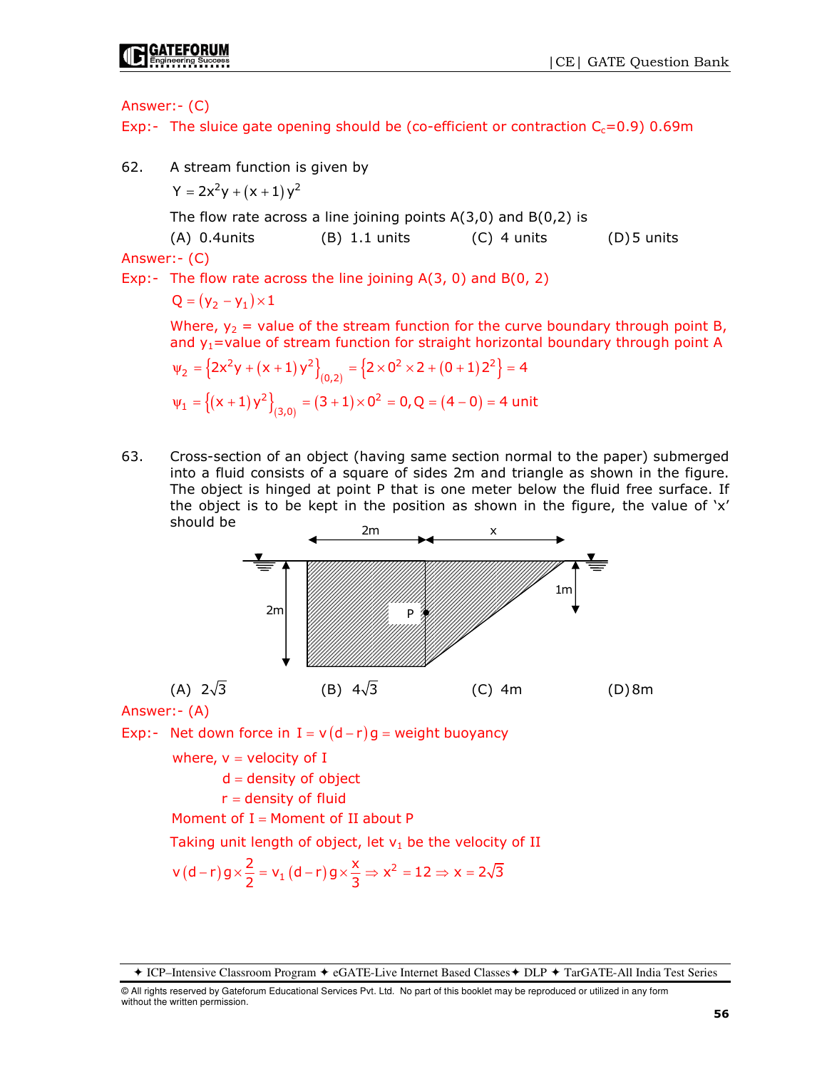Answer:- (C)

Exp:- The sluice gate opening should be (co-efficient or contraction $C_c$=0.9) 0.69m

62. A stream function is given by

$$Y = 2x^2y + (x+1)y^2$$

The flow rate across a line joining points A(3,0) and B(0,2) is

(A) 0.4units (B) 1.1 units (C) 4 units (D) 5 units

Answer:- (C)

Exp:- The flow rate across the line joining A(3, 0) and B(0, 2)

$$Q = (y_2 - y_1) \times 1$$

Where, $y_2$ = value of the stream function for the curve boundary through point B, and $y_1$=value of stream function for straight horizontal boundary through point A

$$\psi_2 = \left\{2x^2y + (x+1)y^2\right\}_{(0,2)} = \left\{2\times 0^2 \times 2 + (0+1)2^2\right\} = 4$$

$$\psi_1 = \left\{(x+1)y^2\right\}_{(3,0)} = (3+1)\times 0^2 = 0, Q = (4-0) = 4 \text{ unit}$$

63. Cross-section of an object (having same section normal to the paper) submerged into a fluid consists of a square of sides 2m and triangle as shown in the figure. The object is hinged at point P that is one meter below the fluid free surface. If the object is to be kept in the position as shown in the figure, the value of 'x' should be

(A) $2\sqrt{3}$ (B) $4\sqrt{3}$ (C) 4m (D) 8m

Answer:- (A)

Exp:- Net down force in $I = v(d-r)g$ = weight buoyancy

where, v = velocity of I

d = density of object

r = density of fluid

Moment of I = Moment of II about P

Taking unit length of object, let $v_1$ be the velocity of II

$$v(d-r)g \times \frac{2}{2} = v_1(d-r)g \times \frac{x}{3} \Rightarrow x^2 = 12 \Rightarrow x = 2\sqrt{3}$$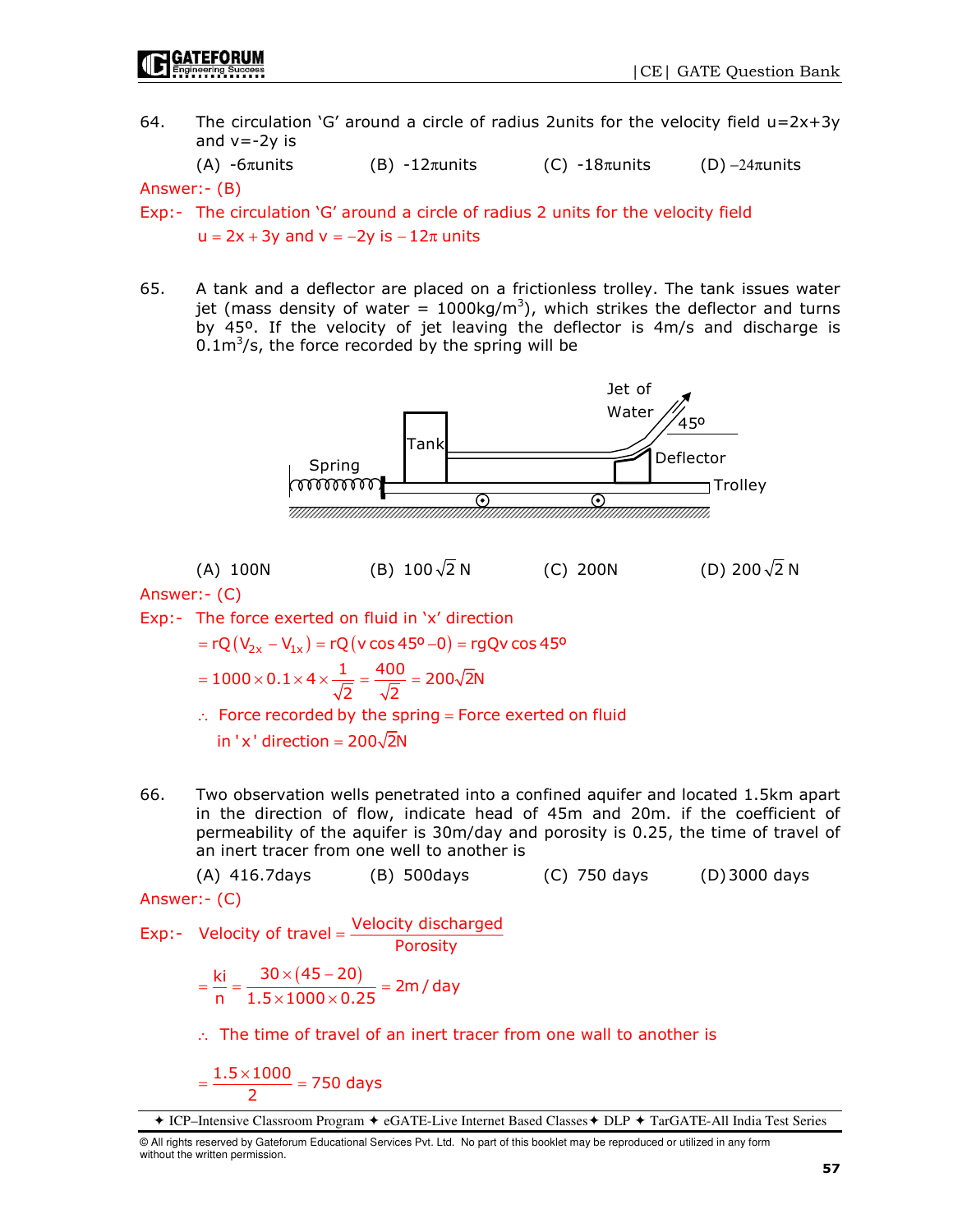64. The circulation 'G' around a circle of radius 2units for the velocity field u=2x+3y and v=-2y is

(A) $-6\pi$units (B) $-12\pi$units (C) $-18\pi$units (D) $-24\pi$units

Answer:- (B)

Exp:- The circulation 'G' around a circle of radius 2 units for the velocity field $u = 2x + 3y$ and $v = -2y$ is $-12\pi$ units

65. A tank and a deflector are placed on a frictionless trolley. The tank issues water jet (mass density of water = 1000kg/m$^3$), which strikes the deflector and turns by 45°. If the velocity of jet leaving the deflector is 4m/s and discharge is 0.1m$^3$/s, the force recorded by the spring will be

(A) 100N (B) $100\sqrt{2}$ N (C) 200N (D) $200\sqrt{2}$ N

Answer:- (C)

Exp:- The force exerted on fluid in 'x' direction

$$= rQ(V_{2x} - V_{1x}) = rQ(v\cos 45° - 0) = rgQv\cos 45°$$

$$= 1000 \times 0.1 \times 4 \times \frac{1}{\sqrt{2}} = \frac{400}{\sqrt{2}} = 200\sqrt{2}N$$

$\therefore$ Force recorded by the spring = Force exerted on fluid in 'x' direction = $200\sqrt{2}$N

66. Two observation wells penetrated into a confined aquifer and located 1.5km apart in the direction of flow, indicate head of 45m and 20m. if the coefficient of permeability of the aquifer is 30m/day and porosity is 0.25, the time of travel of an inert tracer from one well to another is

(A) 416.7days (B) 500days (C) 750 days (D) 3000 days

Answer:- (C)

Exp:- Velocity of travel $= \dfrac{\text{Velocity discharged}}{\text{Porosity}}$

$$= \frac{ki}{n} = \frac{30 \times (45 - 20)}{1.5 \times 1000 \times 0.25} = 2m/day$$

$\therefore$ The time of travel of an inert tracer from one wall to another is

$$= \frac{1.5 \times 1000}{2} = 750 \text{ days}$$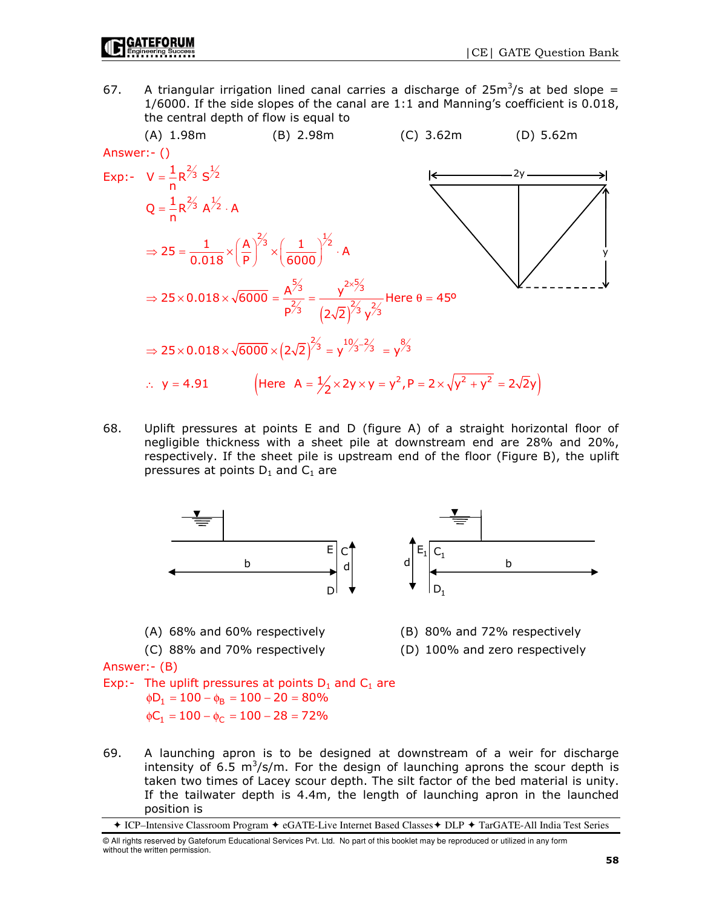67. A triangular irrigation lined canal carries a discharge of $25\text{m}^3/\text{s}$ at bed slope = 1/6000. If the side slopes of the canal are 1:1 and Manning's coefficient is 0.018, the central depth of flow is equal to

(A) 1.98m (B) 2.98m (C) 3.62m (D) 5.62m

Answer:- ()

Exp:- $V = \frac{1}{n} R^{2/3} S^{1/2}$

$$Q = \frac{1}{n} R^{2/3} A^{1/2} \cdot A$$

$$\Rightarrow 25 = \frac{1}{0.018} \times \left(\frac{A}{P}\right)^{2/3} \times \left(\frac{1}{6000}\right)^{1/2} \cdot A$$

$$\Rightarrow 25 \times 0.018 \times \sqrt{6000} = \frac{A^{5/3}}{P^{2/3}} = \frac{y^{2 \times 5/3}}{\left(2\sqrt{2}\right)^{2/3} y^{2/3}} \text{ Here } \theta = 45^o$$

$$\Rightarrow 25 \times 0.018 \times \sqrt{6000} \times \left(2\sqrt{2}\right)^{2/3} = y^{10/3 - 2/3} = y^{8/3}$$

$\therefore \; y = 4.91$ $\left(\text{Here } A = \frac{1}{2} \times 2y \times y = y^2, P = 2 \times \sqrt{y^2 + y^2} = 2\sqrt{2}y\right)$

68. Uplift pressures at points E and D (figure A) of a straight horizontal floor of negligible thickness with a sheet pile at downstream end are 28% and 20%, respectively. If the sheet pile is upstream end of the floor (Figure B), the uplift pressures at points $D_1$ and $C_1$ are

(A) 68% and 60% respectively (B) 80% and 72% respectively

(C) 88% and 70% respectively (D) 100% and zero respectively

Answer:- (B)

Exp:- The uplift pressures at points $D_1$ and $C_1$ are

$$\phi D_1 = 100 - \phi_B = 100 - 20 = 80\%$$

$$\phi C_1 = 100 - \phi_C = 100 - 28 = 72\%$$

69. A launching apron is to be designed at downstream of a weir for discharge intensity of $6.5 \text{ m}^3/\text{s/m}$. For the design of launching aprons the scour depth is taken two times of Lacey scour depth. The silt factor of the bed material is unity. If the tailwater depth is 4.4m, the length of launching apron in the launched position is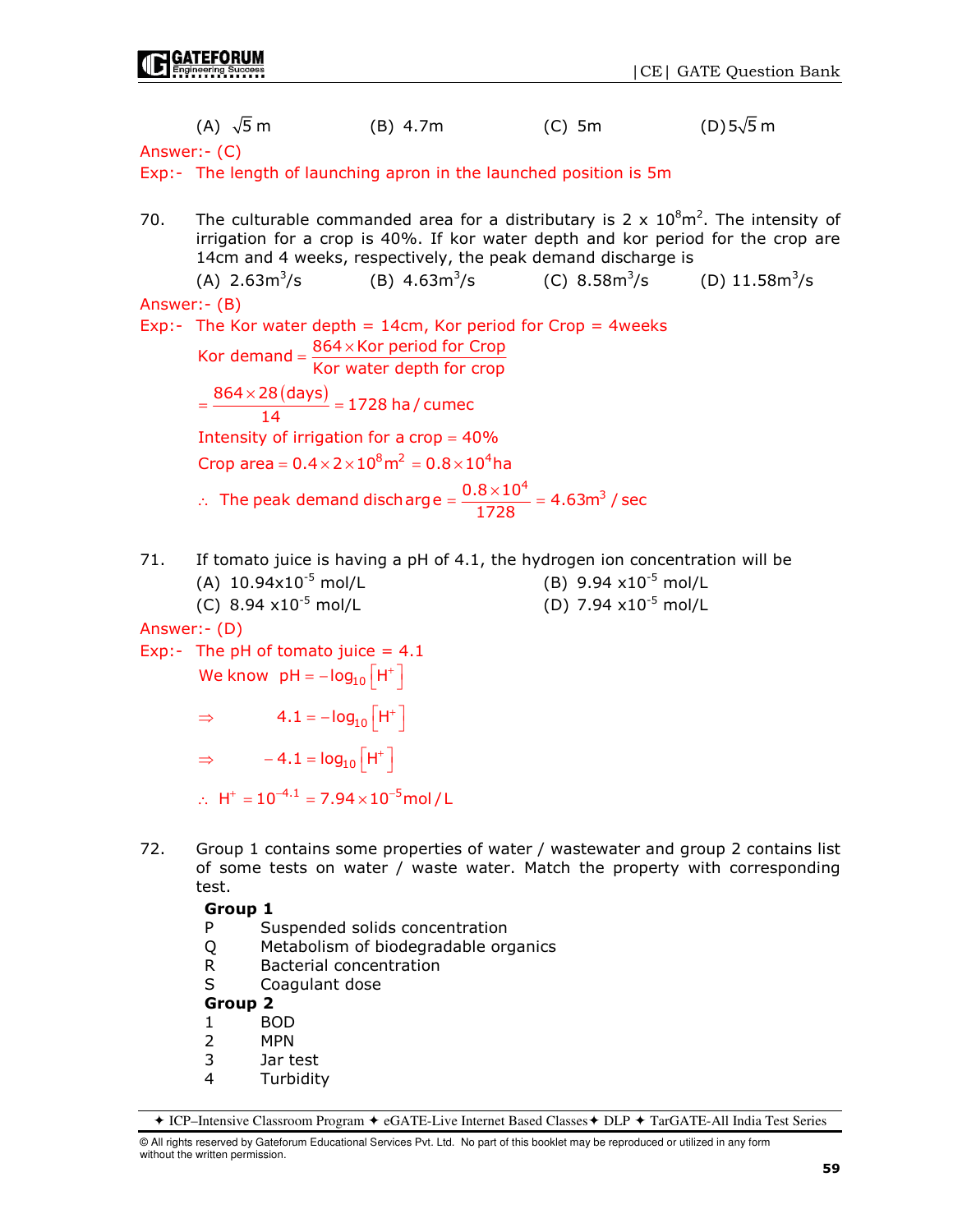(A) $\sqrt{5}$ m (B) 4.7m (C) 5m (D) $5\sqrt{5}$ m

Answer:- (C)

Exp:- The length of launching apron in the launched position is 5m

70. The culturable commanded area for a distributary is 2 x $10^8 m^2$. The intensity of irrigation for a crop is 40%. If kor water depth and kor period for the crop are 14cm and 4 weeks, respectively, the peak demand discharge is

(A) $2.63 m^3/s$ (B) $4.63 m^3/s$ (C) $8.58 m^3/s$ (D) $11.58 m^3/s$

Answer:- (B)

Exp:- The Kor water depth = 14cm, Kor period for Crop = 4weeks

$$\text{Kor demand} = \frac{864 \times \text{Kor period for Crop}}{\text{Kor water depth for crop}}$$

$$= \frac{864 \times 28 (\text{days})}{14} = 1728 \text{ ha / cumec}$$

Intensity of irrigation for a crop = 40%

$$\text{Crop area} = 0.4 \times 2 \times 10^8 m^2 = 0.8 \times 10^4 \text{ha}$$

$$\therefore \text{ The peak demand discharge} = \frac{0.8 \times 10^4}{1728} = 4.63 m^3 / \text{sec}$$

71. If tomato juice is having a pH of 4.1, the hydrogen ion concentration will be

(A) $10.94 \times 10^{-5}$ mol/L (B) $9.94 \times 10^{-5}$ mol/L

(C) $8.94 \times 10^{-5}$ mol/L (D) $7.94 \times 10^{-5}$ mol/L

Answer:- (D)

Exp:- The pH of tomato juice = 4.1

We know $\text{pH} = -\log_{10}\left[H^+\right]$

$$\Rightarrow \quad 4.1 = -\log_{10}\left[H^+\right]$$

$$\Rightarrow \quad -4.1 = \log_{10}\left[H^+\right]$$

$$\therefore \ H^+ = 10^{-4.1} = 7.94 \times 10^{-5} \text{mol / L}$$

72. Group 1 contains some properties of water / wastewater and group 2 contains list of some tests on water / waste water. Match the property with corresponding test.

**Group 1**

P Suspended solids concentration

Q Metabolism of biodegradable organics

R Bacterial concentration

S Coagulant dose

**Group 2**

1 BOD

2 MPN

3 Jar test

4 Turbidity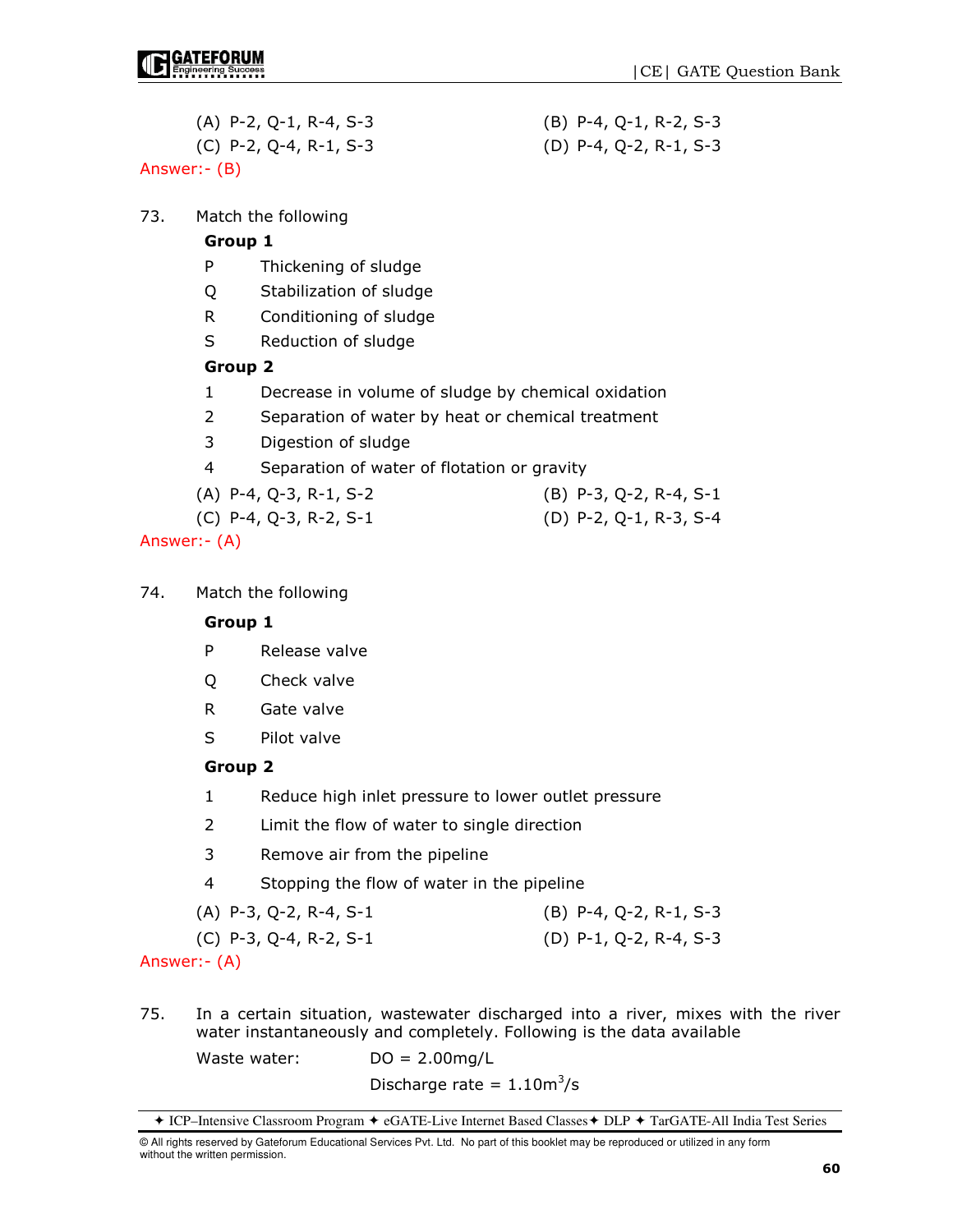(A) P-2, Q-1, R-4, S-3
(B) P-4, Q-1, R-2, S-3
(C) P-2, Q-4, R-1, S-3
(D) P-4, Q-2, R-1, S-3

Answer:- (B)

73. Match the following

**Group 1**

P Thickening of sludge
Q Stabilization of sludge
R Conditioning of sludge
S Reduction of sludge

**Group 2**

1 Decrease in volume of sludge by chemical oxidation
2 Separation of water by heat or chemical treatment
3 Digestion of sludge
4 Separation of water of flotation or gravity

(A) P-4, Q-3, R-1, S-2
(B) P-3, Q-2, R-4, S-1
(C) P-4, Q-3, R-2, S-1
(D) P-2, Q-1, R-3, S-4

Answer:- (A)

74. Match the following

**Group 1**

P Release valve
Q Check valve
R Gate valve
S Pilot valve

**Group 2**

1 Reduce high inlet pressure to lower outlet pressure
2 Limit the flow of water to single direction
3 Remove air from the pipeline
4 Stopping the flow of water in the pipeline

(A) P-3, Q-2, R-4, S-1
(B) P-4, Q-2, R-1, S-3
(C) P-3, Q-4, R-2, S-1
(D) P-1, Q-2, R-4, S-3

Answer:- (A)

75. In a certain situation, wastewater discharged into a river, mixes with the river water instantaneously and completely. Following is the data available

Waste water: DO = 2.00mg/L

Discharge rate = $1.10 m^3/s$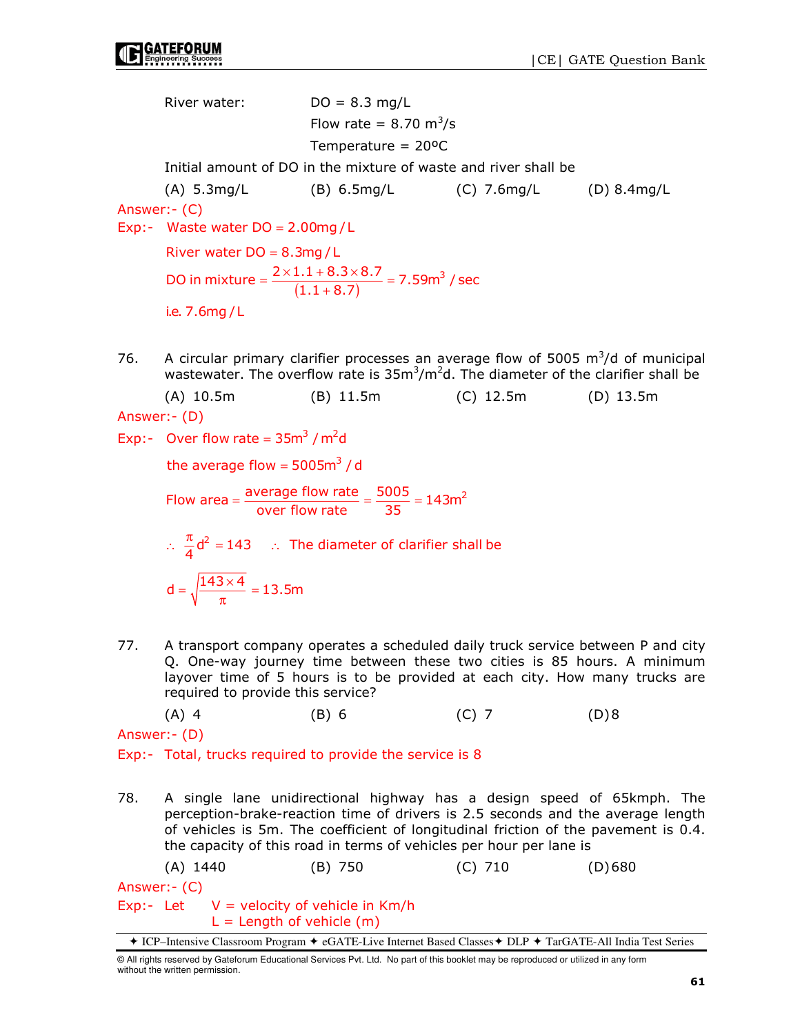River water: DO = 8.3 mg/L

Flow rate = 8.70 $m^3/s$

Temperature = 20ºC

Initial amount of DO in the mixture of waste and river shall be

(A) 5.3mg/L (B) 6.5mg/L (C) 7.6mg/L (D) 8.4mg/L

Answer:- (C)

Exp:- Waste water DO = 2.00mg/L

River water DO = 8.3mg/L

$$\text{DO in mixture} = \frac{2\times1.1+8.3\times8.7}{(1.1+8.7)} = 7.59\text{m}^3/\text{sec}$$

i.e. 7.6mg/L

76. A circular primary clarifier processes an average flow of 5005 $m^3/d$ of municipal wastewater. The overflow rate is $35m^3/m^2d$. The diameter of the clarifier shall be

(A) 10.5m (B) 11.5m (C) 12.5m (D) 13.5m

Answer:- (D)

Exp:- Over flow rate = $35m^3/m^2d$

the average flow = $5005m^3/d$

$$\text{Flow area} = \frac{\text{average flow rate}}{\text{over flow rate}} = \frac{5005}{35} = 143\text{m}^2$$

$\therefore \frac{\pi}{4}d^2 = 143$ $\therefore$ The diameter of clarifier shall be

$$d = \sqrt{\frac{143\times4}{\pi}} = 13.5\text{m}$$

77. A transport company operates a scheduled daily truck service between P and city Q. One-way journey time between these two cities is 85 hours. A minimum layover time of 5 hours is to be provided at each city. How many trucks are required to provide this service?

(A) 4 (B) 6 (C) 7 (D) 8

Answer:- (D)

Exp:- Total, trucks required to provide the service is 8

78. A single lane unidirectional highway has a design speed of 65kmph. The perception-brake-reaction time of drivers is 2.5 seconds and the average length of vehicles is 5m. The coefficient of longitudinal friction of the pavement is 0.4. the capacity of this road in terms of vehicles per hour per lane is

(A) 1440 (B) 750 (C) 710 (D) 680

Answer:- (C)

Exp:- Let V = velocity of vehicle in Km/h

L = Length of vehicle (m)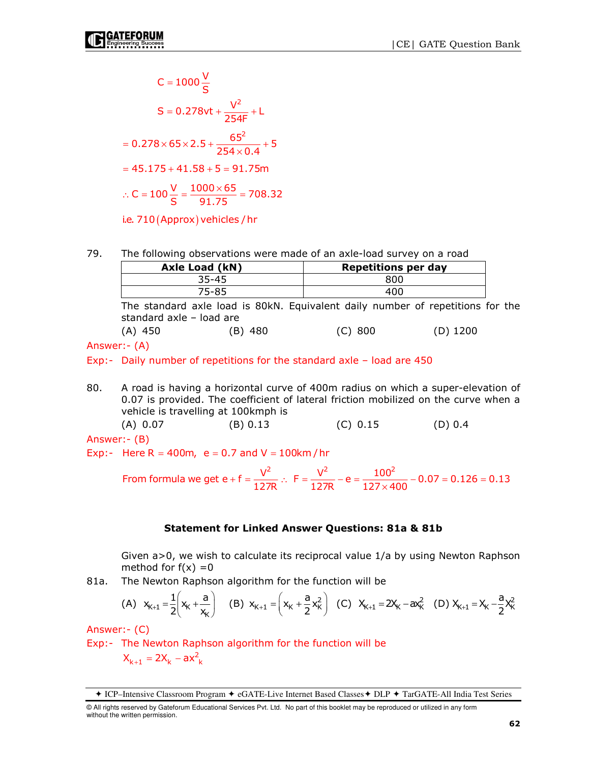$$C = 1000\frac{V}{S}$$

$$S = 0.278vt + \frac{V^2}{254F} + L$$

$$= 0.278 \times 65 \times 2.5 + \frac{65^2}{254 \times 0.4} + 5$$

$$= 45.175 + 41.58 + 5 = 91.75\text{m}$$

$$\therefore C = 100\frac{V}{S} = \frac{1000 \times 65}{91.75} = 708.32$$

i.e. 710 (Approx) vehicles / hr

79. The following observations were made of an axle-load survey on a road

| Axle Load (kN) | Repetitions per day |
|---|---|
| 35-45 | 800 |
| 75-85 | 400 |

The standard axle load is 80kN. Equivalent daily number of repetitions for the standard axle – load are

(A) 450 (B) 480 (C) 800 (D) 1200

Answer:- (A)

Exp:- Daily number of repetitions for the standard axle – load are 450

80. A road is having a horizontal curve of 400m radius on which a super-elevation of 0.07 is provided. The coefficient of lateral friction mobilized on the curve when a vehicle is travelling at 100kmph is

(A) 0.07 (B) 0.13 (C) 0.15 (D) 0.4

Answer:- (B)

Exp:- Here $R = 400\text{m}$, $e = 0.7$ and $V = 100\text{km/hr}$

From formula we get $e + f = \frac{V^2}{127R}$ $\therefore$ $F = \frac{V^2}{127R} - e = \frac{100^2}{127 \times 400} - 0.07 = 0.126 = 0.13$

**Statement for Linked Answer Questions: 81a & 81b**

Given a>0, we wish to calculate its reciprocal value 1/a by using Newton Raphson method for f(x) =0

81a. The Newton Raphson algorithm for the function will be

(A) $x_{K+1} = \frac{1}{2}\left(x_K + \frac{a}{x_K}\right)$ (B) $x_{K+1} = \left(x_K + \frac{a}{2}x_K^2\right)$ (C) $X_{K+1} = 2X_K - aX_K^2$ (D) $X_{K+1} = X_K - \frac{a}{2}X_K^2$

Answer:- (C)

Exp:- The Newton Raphson algorithm for the function will be

$$X_{k+1} = 2X_k - ax^2_k$$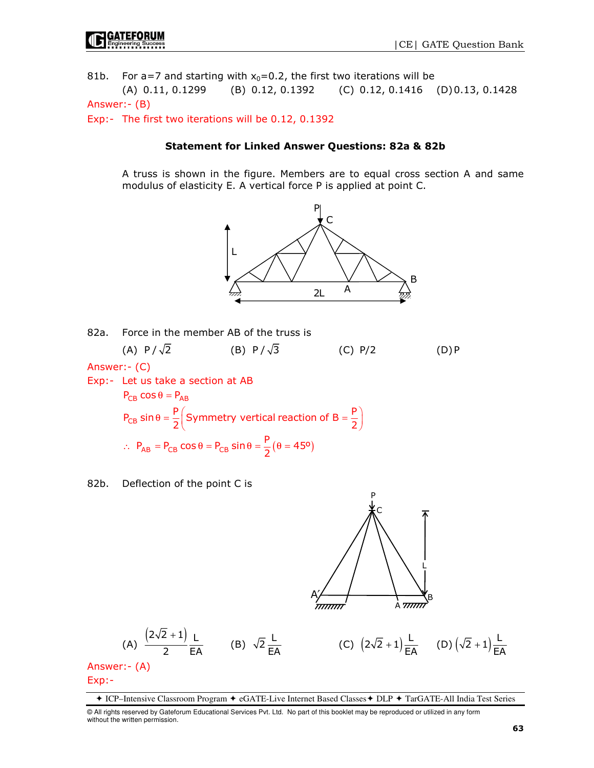81b. For a=7 and starting with $x_0$=0.2, the first two iterations will be

(A) 0.11, 0.1299 (B) 0.12, 0.1392 (C) 0.12, 0.1416 (D) 0.13, 0.1428

Answer:- (B)

Exp:- The first two iterations will be 0.12, 0.1392

**Statement for Linked Answer Questions: 82a & 82b**

A truss is shown in the figure. Members are to equal cross section A and same modulus of elasticity E. A vertical force P is applied at point C.

82a. Force in the member AB of the truss is

(A) $P/\sqrt{2}$ (B) $P/\sqrt{3}$ (C) P/2 (D) P

Answer:- (C)

Exp:- Let us take a section at AB

$P_{CB}\cos\theta = P_{AB}$

$P_{CB}\sin\theta = \frac{P}{2}\left(\text{Symmetry vertical reaction of B} = \frac{P}{2}\right)$

$\therefore\ P_{AB} = P_{CB}\cos\theta = P_{CB}\sin\theta = \frac{P}{2}\left(\theta = 45^o\right)$

82b. Deflection of the point C is

(A) $\frac{\left(2\sqrt{2}+1\right)}{2}\frac{L}{EA}$ (B) $\sqrt{2}\frac{L}{EA}$ (C) $\left(2\sqrt{2}+1\right)\frac{L}{EA}$ (D) $\left(\sqrt{2}+1\right)\frac{L}{EA}$

Answer:- (A)

Exp:-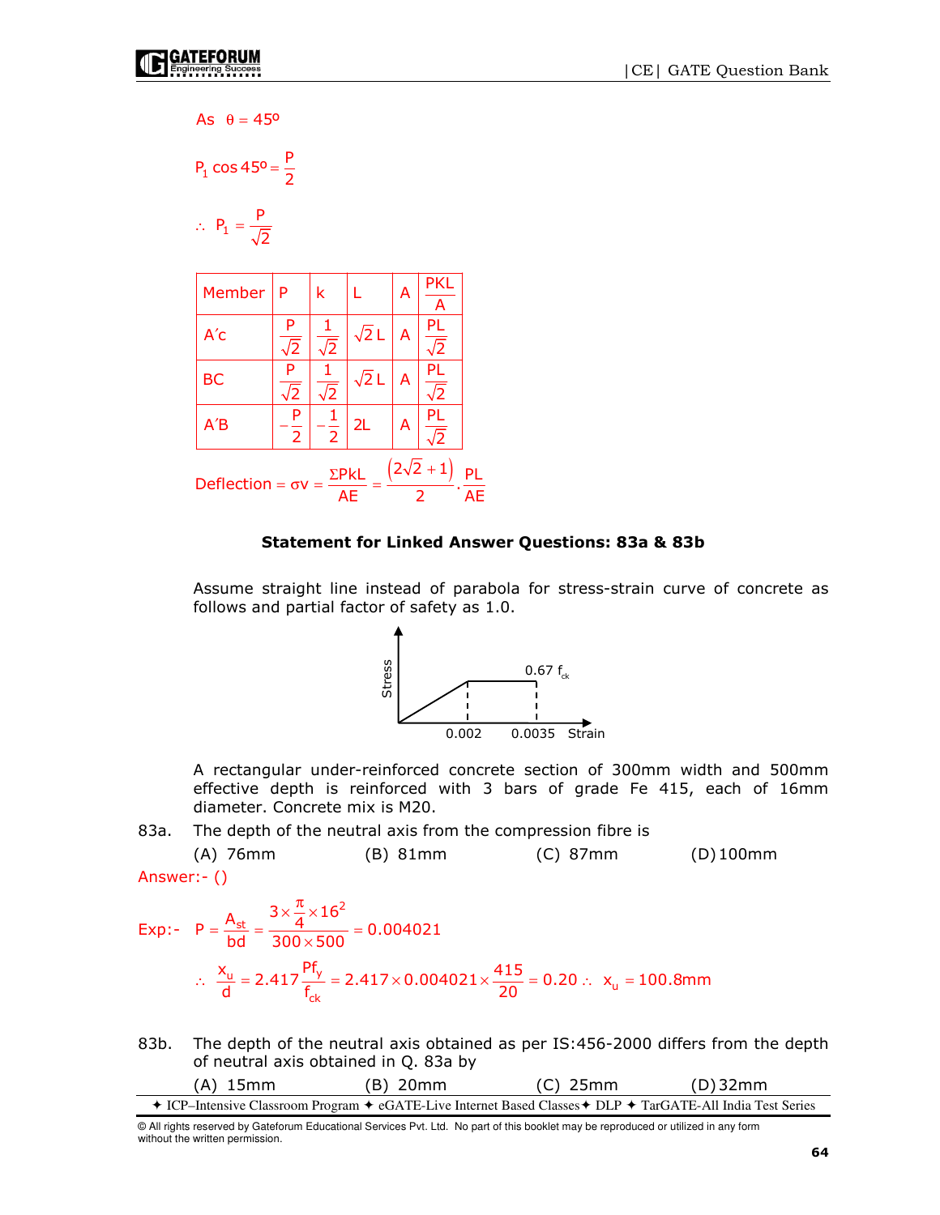As $\theta = 45^o$

$$P_1 \cos 45^o = \frac{P}{2}$$

$$\therefore \; P_1 = \frac{P}{\sqrt{2}}$$

| Member | P | k | L | A | $\frac{PKL}{A}$ |
|---|---|---|---|---|---|
| A′c | $\frac{P}{\sqrt{2}}$ | $\frac{1}{\sqrt{2}}$ | $\sqrt{2}\,L$ | A | $\frac{PL}{\sqrt{2}}$ |
| BC | $\frac{P}{\sqrt{2}}$ | $\frac{1}{\sqrt{2}}$ | $\sqrt{2}\,L$ | A | $\frac{PL}{\sqrt{2}}$ |
| A′B | $-\frac{P}{2}$ | $-\frac{1}{2}$ | 2L | A | $\frac{PL}{\sqrt{2}}$ |

$$\text{Deflection} = \sigma v = \frac{\Sigma PkL}{AE} = \frac{\left(2\sqrt{2}+1\right)}{2} \cdot \frac{PL}{AE}$$

**Statement for Linked Answer Questions: 83a & 83b**

Assume straight line instead of parabola for stress-strain curve of concrete as follows and partial factor of safety as 1.0.

Stress | $0.67\,f_{ck}$ | 0.002 | 0.0035 | Strain

A rectangular under-reinforced concrete section of 300mm width and 500mm effective depth is reinforced with 3 bars of grade Fe 415, each of 16mm diameter. Concrete mix is M20.

83a. The depth of the neutral axis from the compression fibre is

(A) 76mm (B) 81mm (C) 87mm (D) 100mm

Answer:- ()

Exp:- $P = \frac{A_{st}}{bd} = \frac{3 \times \frac{\pi}{4} \times 16^2}{300 \times 500} = 0.004021$

$$\therefore \; \frac{x_u}{d} = 2.417 \frac{Pf_y}{f_{ck}} = 2.417 \times 0.004021 \times \frac{415}{20} = 0.20 \; \therefore \; x_u = 100.8\text{mm}$$

83b. The depth of the neutral axis obtained as per IS:456-2000 differs from the depth of neutral axis obtained in Q. 83a by

(A) 15mm (B) 20mm (C) 25mm (D) 32mm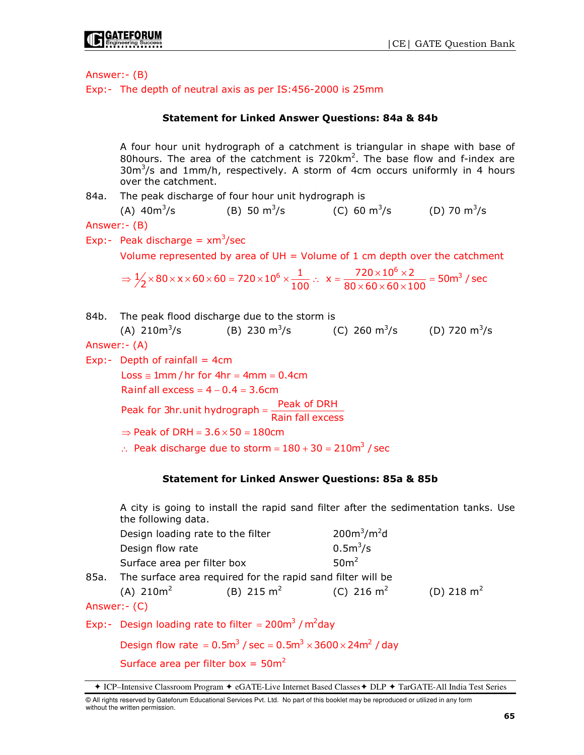Answer:- (B)

Exp:- The depth of neutral axis as per IS:456-2000 is 25mm

### Statement for Linked Answer Questions: 84a & 84b

A four hour unit hydrograph of a catchment is triangular in shape with base of 80hours. The area of the catchment is 720km$^2$. The base flow and f-index are 30m$^3$/s and 1mm/h, respectively. A storm of 4cm occurs uniformly in 4 hours over the catchment.

84a. The peak discharge of four hour unit hydrograph is

(A) 40m$^3$/s (B) 50 m$^3$/s (C) 60 m$^3$/s (D) 70 m$^3$/s

Answer:- (B)

Exp:- Peak discharge = xm$^3$/sec

Volume represented by area of UH = Volume of 1 cm depth over the catchment

$$\Rightarrow \frac{1}{2}\times 80\times x\times 60\times 60 = 720\times 10^6\times\frac{1}{100}\;\therefore\; x=\frac{720\times 10^6\times 2}{80\times 60\times 60\times 100}=50\text{m}^3/\text{sec}$$

84b. The peak flood discharge due to the storm is

(A) 210m$^3$/s (B) 230 m$^3$/s (C) 260 m$^3$/s (D) 720 m$^3$/s

Answer:- (A)

Exp:- Depth of rainfall = 4cm

$\text{Loss} \cong 1\text{mm}/\text{hr for 4hr} = 4\text{mm} = 0.4\text{cm}$

$\text{Rainfall excess} = 4 - 0.4 = 3.6\text{cm}$

$$\text{Peak for 3hr.unit hydrograph} = \frac{\text{Peak of DRH}}{\text{Rain fall excess}}$$

$\Rightarrow \text{Peak of DRH} = 3.6\times 50 = 180\text{cm}$

$\therefore\; \text{Peak discharge due to storm} = 180 + 30 = 210\text{m}^3/\text{sec}$

### Statement for Linked Answer Questions: 85a & 85b

A city is going to install the rapid sand filter after the sedimentation tanks. Use the following data.

| | |
|---|---|
| Design loading rate to the filter | 200m$^3$/m$^2$d |
| Design flow rate | 0.5m$^3$/s |
| Surface area per filter box | 50m$^2$ |

85a. The surface area required for the rapid sand filter will be

(A) 210m$^2$ (B) 215 m$^2$ (C) 216 m$^2$ (D) 218 m$^2$

Answer:- (C)

Exp:- Design loading rate to filter $= 200\text{m}^3/\text{m}^2\text{day}$

Design flow rate $= 0.5\text{m}^3/\text{sec} = 0.5\text{m}^3\times 3600\times 24\text{m}^2/\text{day}$

Surface area per filter box = 50m$^2$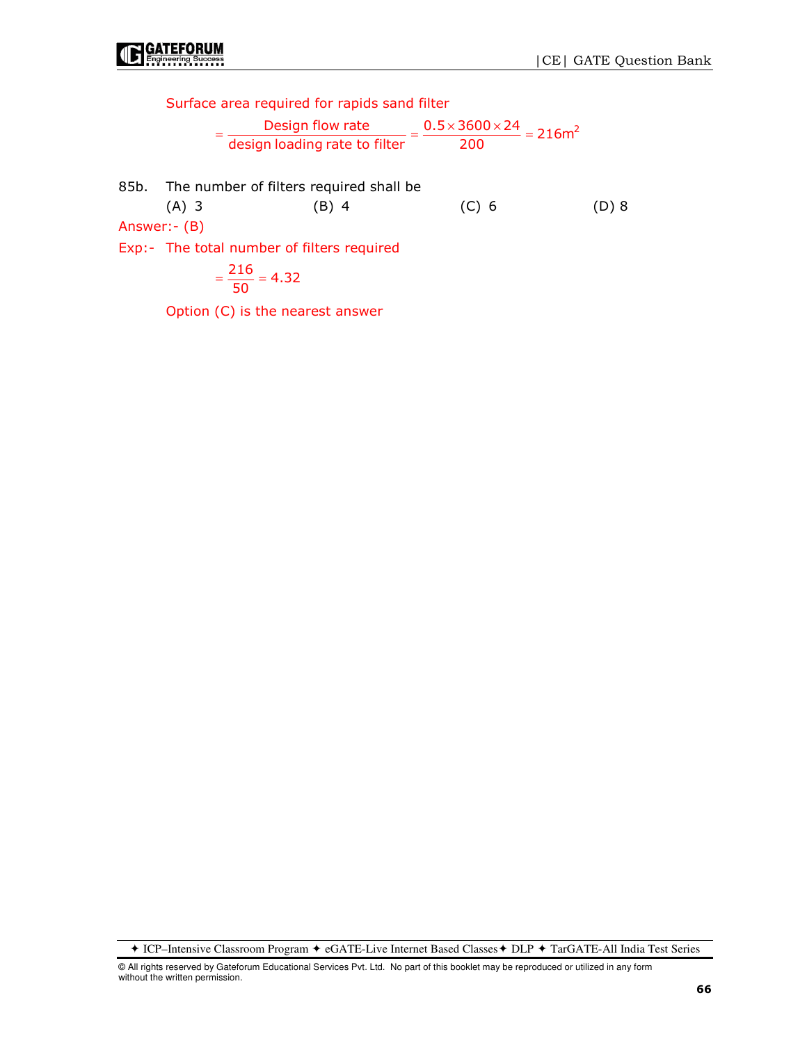Surface area required for rapids sand filter

$$= \frac{\text{Design flow rate}}{\text{design loading rate to filter}} = \frac{0.5 \times 3600 \times 24}{200} = 216\text{m}^2$$

85b. The number of filters required shall be

(A) 3 (B) 4 (C) 6 (D) 8

Answer:- (B)

Exp:- The total number of filters required

$$= \frac{216}{50} = 4.32$$

Option (C) is the nearest answer